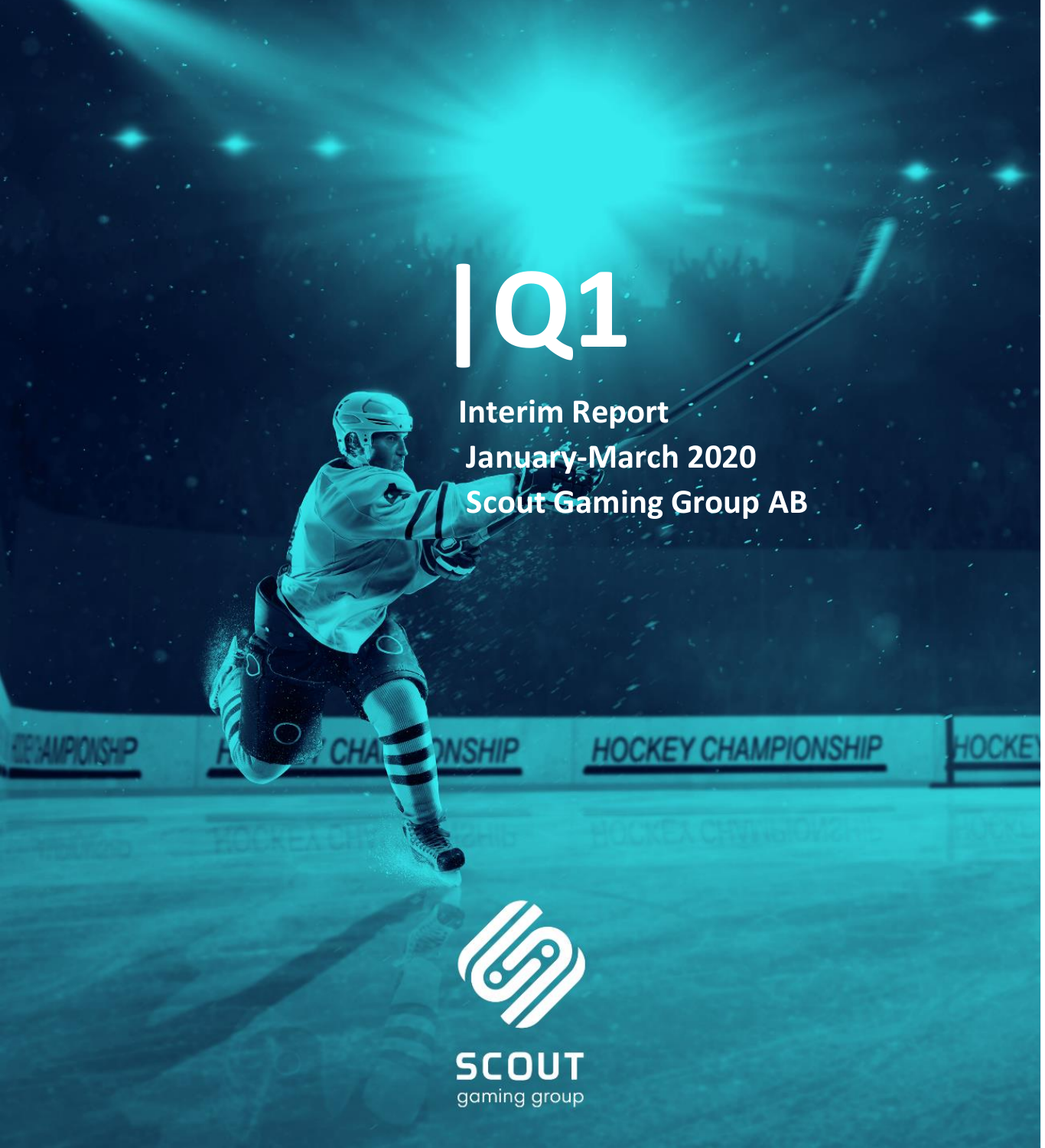# Q1

**Interim Report**
**January-March 2020**
**Scout Gaming Group AB**

SCOUT
gaming group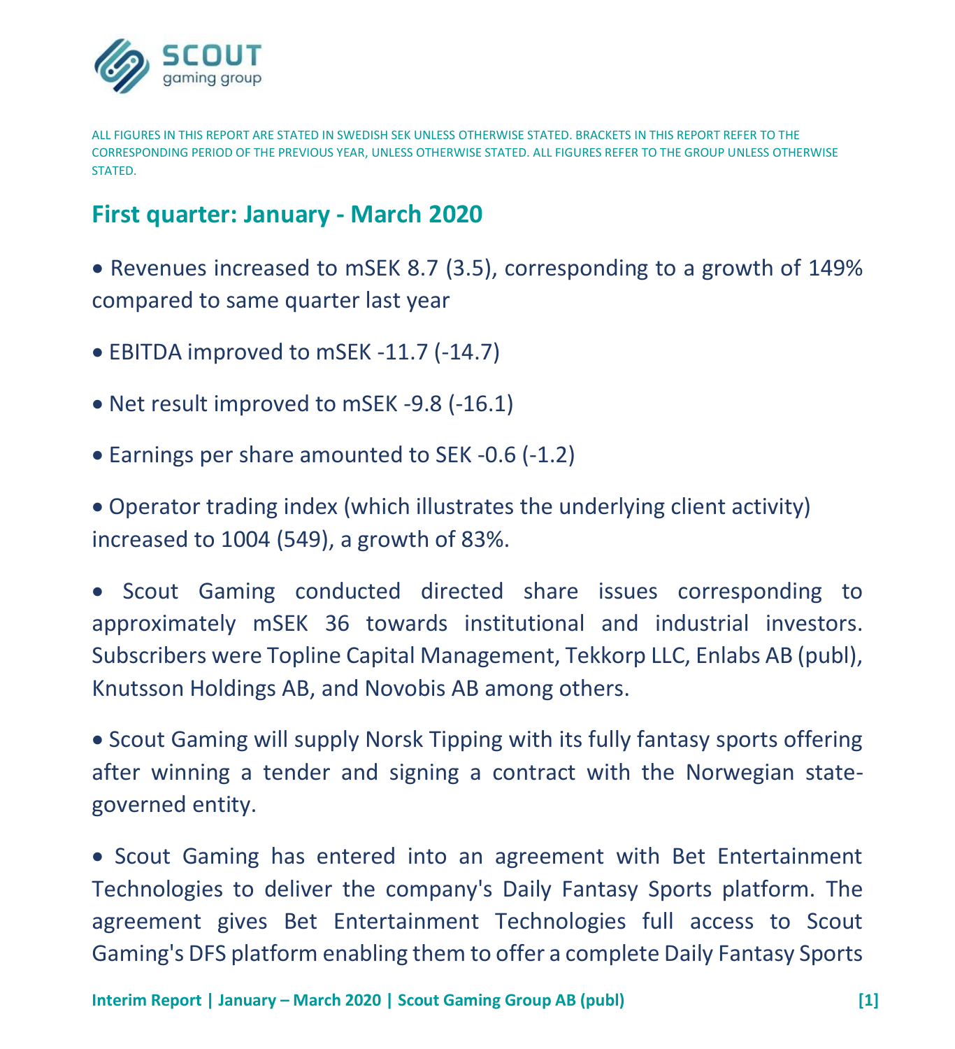ALL FIGURES IN THIS REPORT ARE STATED IN SWEDISH SEK UNLESS OTHERWISE STATED. BRACKETS IN THIS REPORT REFER TO THE CORRESPONDING PERIOD OF THE PREVIOUS YEAR, UNLESS OTHERWISE STATED. ALL FIGURES REFER TO THE GROUP UNLESS OTHERWISE STATED.

## First quarter: January - March 2020

- Revenues increased to mSEK 8.7 (3.5), corresponding to a growth of 149% compared to same quarter last year

- EBITDA improved to mSEK -11.7 (-14.7)

- Net result improved to mSEK -9.8 (-16.1)

- Earnings per share amounted to SEK -0.6 (-1.2)

- Operator trading index (which illustrates the underlying client activity) increased to 1004 (549), a growth of 83%.

- Scout Gaming conducted directed share issues corresponding to approximately mSEK 36 towards institutional and industrial investors. Subscribers were Topline Capital Management, Tekkorp LLC, Enlabs AB (publ), Knutsson Holdings AB, and Novobis AB among others.

- Scout Gaming will supply Norsk Tipping with its fully fantasy sports offering after winning a tender and signing a contract with the Norwegian state-governed entity.

- Scout Gaming has entered into an agreement with Bet Entertainment Technologies to deliver the company's Daily Fantasy Sports platform. The agreement gives Bet Entertainment Technologies full access to Scout Gaming's DFS platform enabling them to offer a complete Daily Fantasy Sports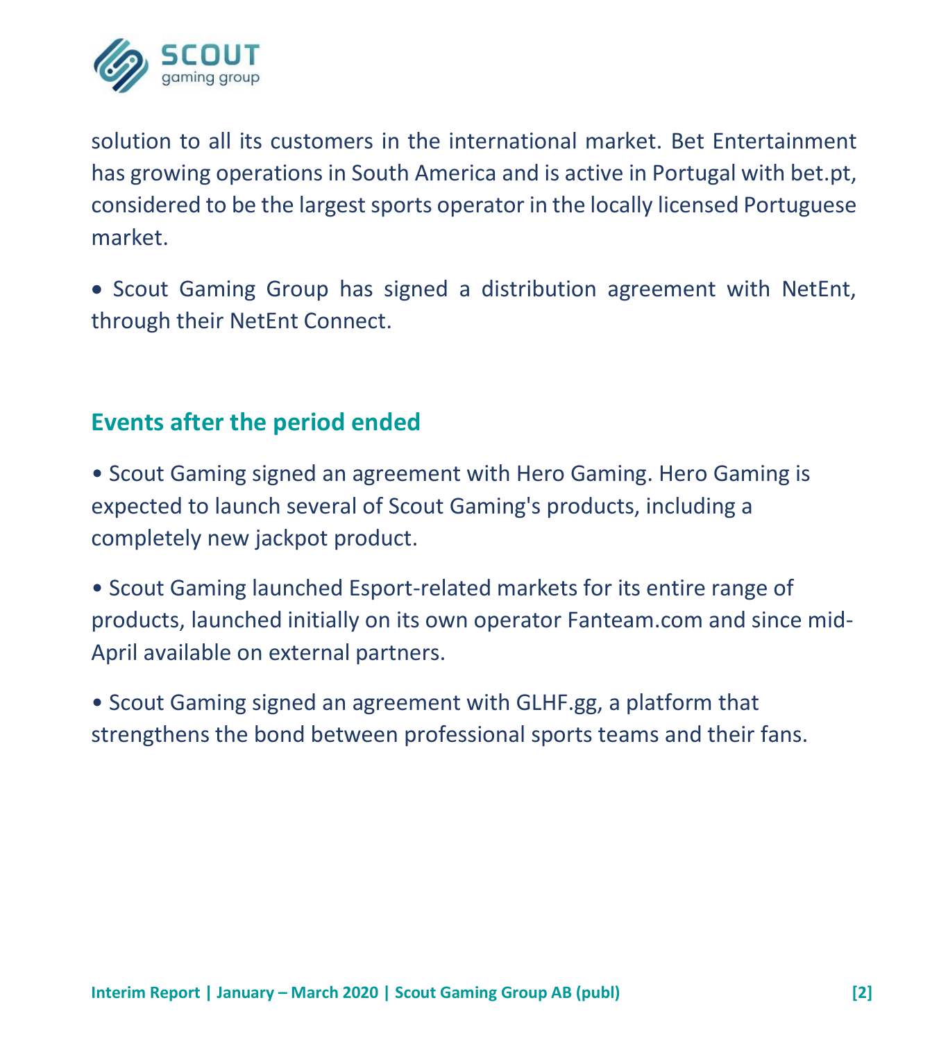solution to all its customers in the international market. Bet Entertainment has growing operations in South America and is active in Portugal with bet.pt, considered to be the largest sports operator in the locally licensed Portuguese market.

- Scout Gaming Group has signed a distribution agreement with NetEnt, through their NetEnt Connect.

## Events after the period ended

- Scout Gaming signed an agreement with Hero Gaming. Hero Gaming is expected to launch several of Scout Gaming's products, including a completely new jackpot product.

- Scout Gaming launched Esport-related markets for its entire range of products, launched initially on its own operator Fanteam.com and since mid-April available on external partners.

- Scout Gaming signed an agreement with GLHF.gg, a platform that strengthens the bond between professional sports teams and their fans.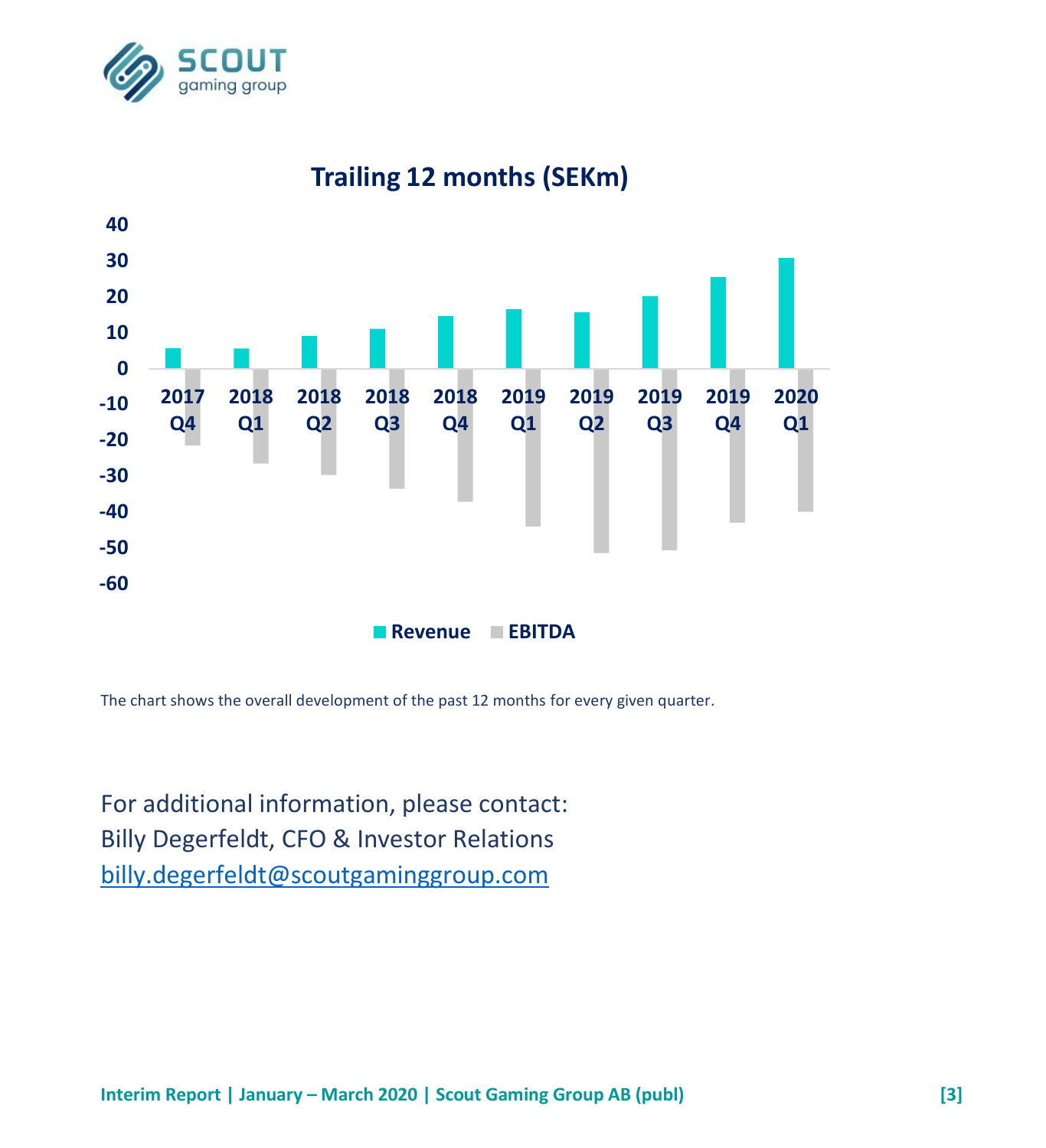## Trailing 12 months (SEKm)

The chart shows the overall development of the past 12 months for every given quarter.

For additional information, please contact:
Billy Degerfeldt, CFO & Investor Relations
billy.degerfeldt@scoutgaminggroup.com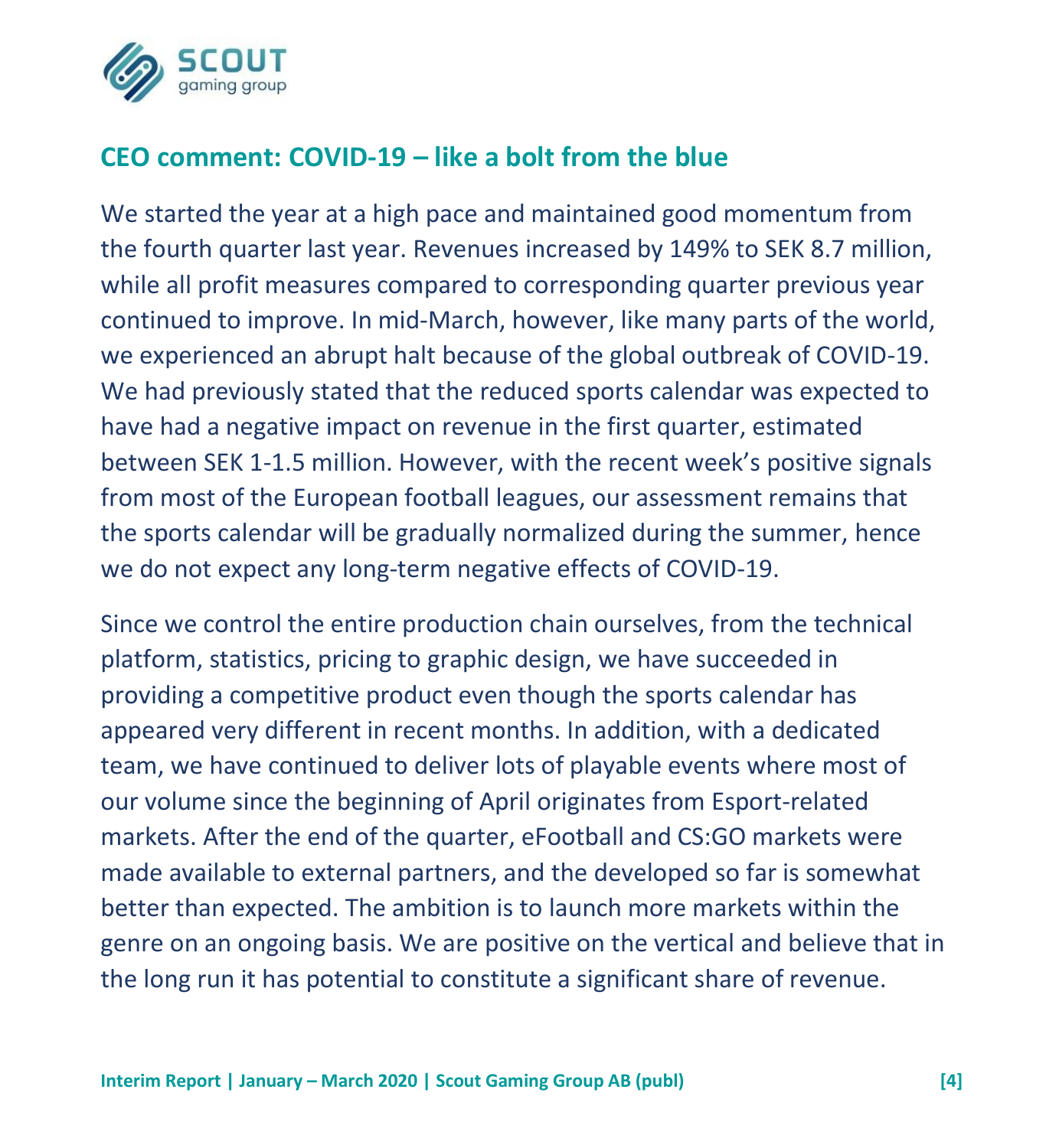## CEO comment: COVID-19 – like a bolt from the blue

We started the year at a high pace and maintained good momentum from the fourth quarter last year. Revenues increased by 149% to SEK 8.7 million, while all profit measures compared to corresponding quarter previous year continued to improve. In mid-March, however, like many parts of the world, we experienced an abrupt halt because of the global outbreak of COVID-19. We had previously stated that the reduced sports calendar was expected to have had a negative impact on revenue in the first quarter, estimated between SEK 1-1.5 million. However, with the recent week's positive signals from most of the European football leagues, our assessment remains that the sports calendar will be gradually normalized during the summer, hence we do not expect any long-term negative effects of COVID-19.

Since we control the entire production chain ourselves, from the technical platform, statistics, pricing to graphic design, we have succeeded in providing a competitive product even though the sports calendar has appeared very different in recent months. In addition, with a dedicated team, we have continued to deliver lots of playable events where most of our volume since the beginning of April originates from Esport-related markets. After the end of the quarter, eFootball and CS:GO markets were made available to external partners, and the developed so far is somewhat better than expected. The ambition is to launch more markets within the genre on an ongoing basis. We are positive on the vertical and believe that in the long run it has potential to constitute a significant share of revenue.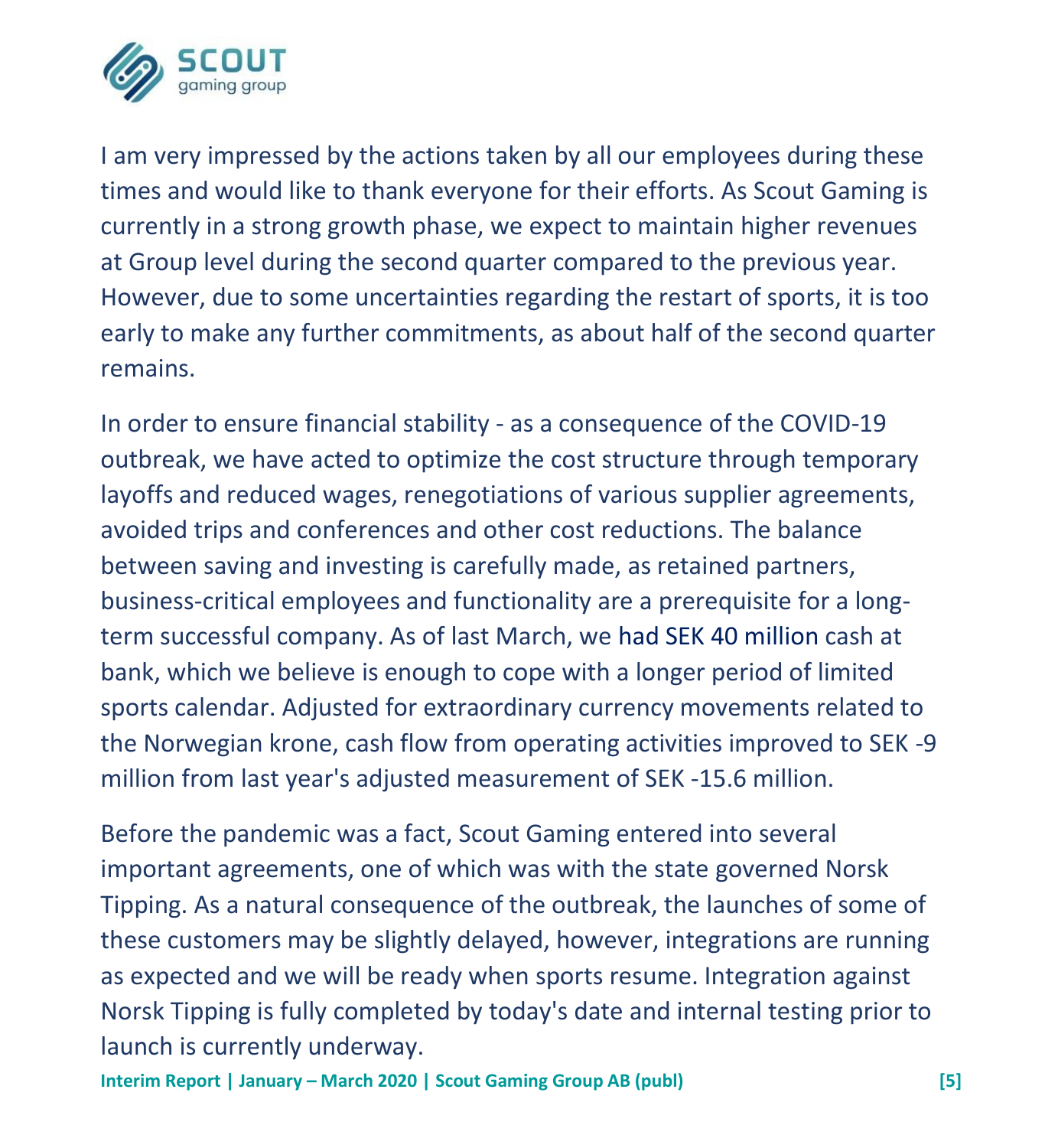I am very impressed by the actions taken by all our employees during these times and would like to thank everyone for their efforts. As Scout Gaming is currently in a strong growth phase, we expect to maintain higher revenues at Group level during the second quarter compared to the previous year. However, due to some uncertainties regarding the restart of sports, it is too early to make any further commitments, as about half of the second quarter remains.

In order to ensure financial stability - as a consequence of the COVID-19 outbreak, we have acted to optimize the cost structure through temporary layoffs and reduced wages, renegotiations of various supplier agreements, avoided trips and conferences and other cost reductions. The balance between saving and investing is carefully made, as retained partners, business-critical employees and functionality are a prerequisite for a long-term successful company. As of last March, we had SEK 40 million cash at bank, which we believe is enough to cope with a longer period of limited sports calendar. Adjusted for extraordinary currency movements related to the Norwegian krone, cash flow from operating activities improved to SEK -9 million from last year's adjusted measurement of SEK -15.6 million.

Before the pandemic was a fact, Scout Gaming entered into several important agreements, one of which was with the state governed Norsk Tipping. As a natural consequence of the outbreak, the launches of some of these customers may be slightly delayed, however, integrations are running as expected and we will be ready when sports resume. Integration against Norsk Tipping is fully completed by today's date and internal testing prior to launch is currently underway.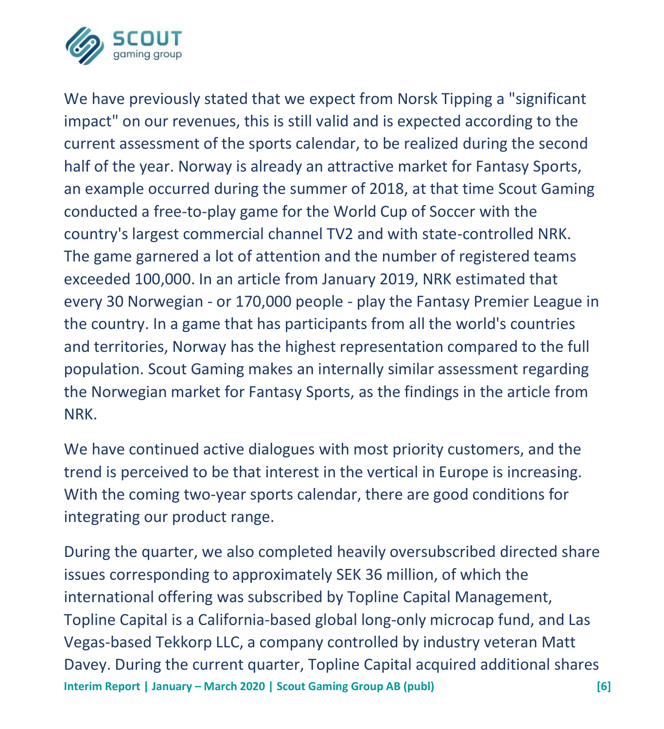We have previously stated that we expect from Norsk Tipping a "significant impact" on our revenues, this is still valid and is expected according to the current assessment of the sports calendar, to be realized during the second half of the year. Norway is already an attractive market for Fantasy Sports, an example occurred during the summer of 2018, at that time Scout Gaming conducted a free-to-play game for the World Cup of Soccer with the country's largest commercial channel TV2 and with state-controlled NRK. The game garnered a lot of attention and the number of registered teams exceeded 100,000. In an article from January 2019, NRK estimated that every 30 Norwegian - or 170,000 people - play the Fantasy Premier League in the country. In a game that has participants from all the world's countries and territories, Norway has the highest representation compared to the full population. Scout Gaming makes an internally similar assessment regarding the Norwegian market for Fantasy Sports, as the findings in the article from NRK.

We have continued active dialogues with most priority customers, and the trend is perceived to be that interest in the vertical in Europe is increasing. With the coming two-year sports calendar, there are good conditions for integrating our product range.

During the quarter, we also completed heavily oversubscribed directed share issues corresponding to approximately SEK 36 million, of which the international offering was subscribed by Topline Capital Management, Topline Capital is a California-based global long-only microcap fund, and Las Vegas-based Tekkorp LLC, a company controlled by industry veteran Matt Davey. During the current quarter, Topline Capital acquired additional shares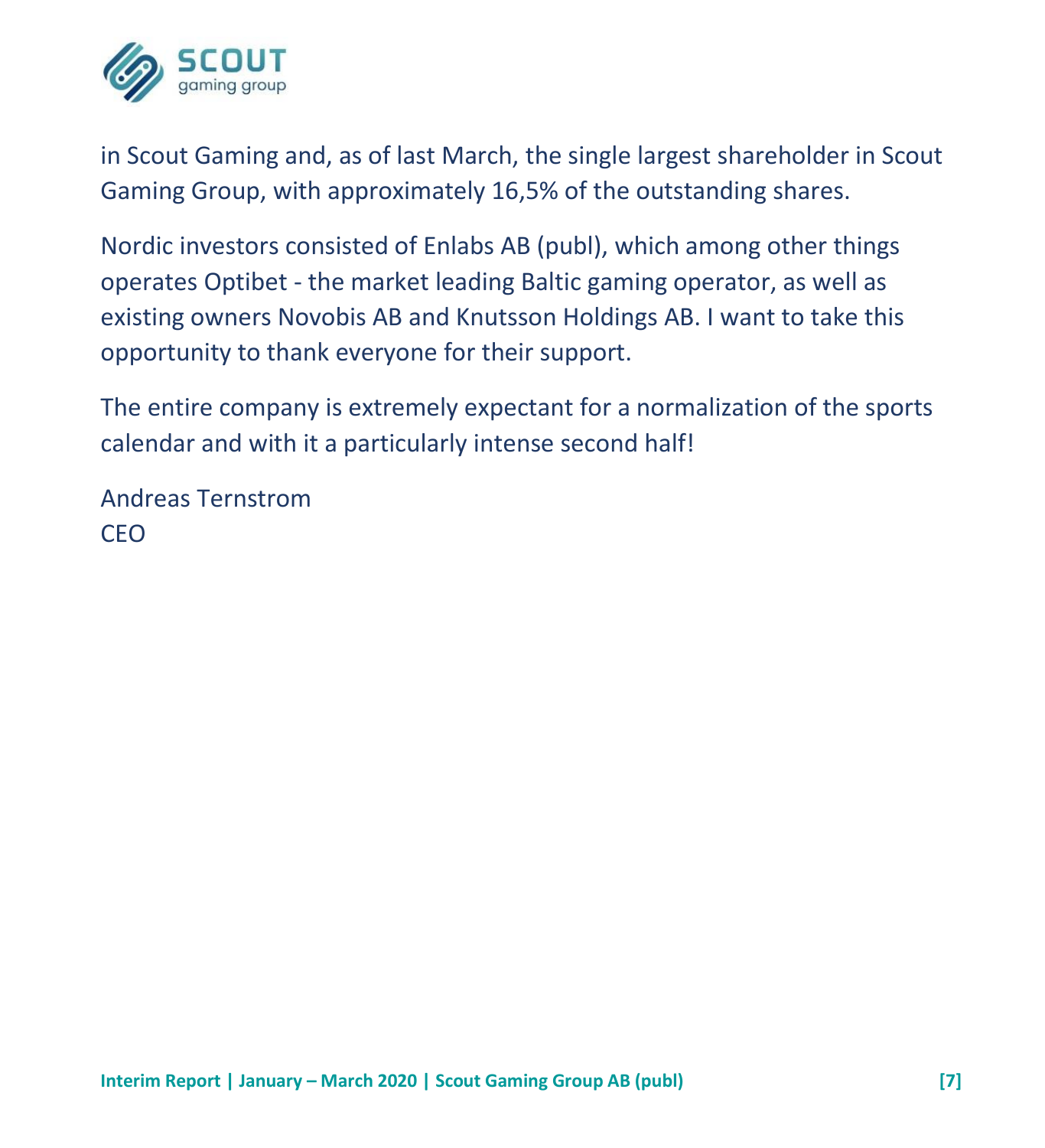in Scout Gaming and, as of last March, the single largest shareholder in Scout Gaming Group, with approximately 16,5% of the outstanding shares.

Nordic investors consisted of Enlabs AB (publ), which among other things operates Optibet - the market leading Baltic gaming operator, as well as existing owners Novobis AB and Knutsson Holdings AB. I want to take this opportunity to thank everyone for their support.

The entire company is extremely expectant for a normalization of the sports calendar and with it a particularly intense second half!

Andreas Ternstrom
CEO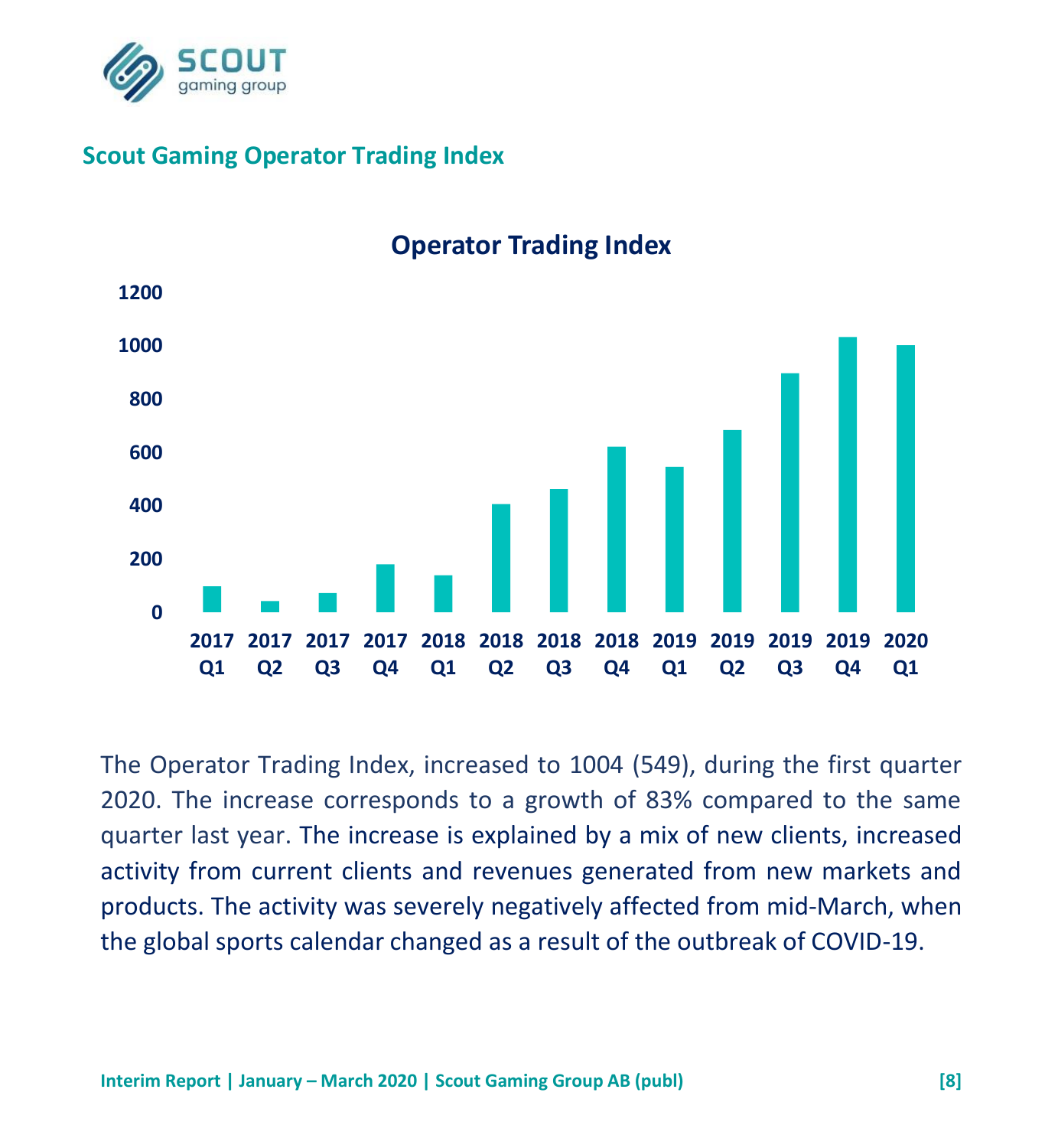## Scout Gaming Operator Trading Index

**Operator Trading Index**

The Operator Trading Index, increased to 1004 (549), during the first quarter 2020. The increase corresponds to a growth of 83% compared to the same quarter last year. The increase is explained by a mix of new clients, increased activity from current clients and revenues generated from new markets and products. The activity was severely negatively affected from mid-March, when the global sports calendar changed as a result of the outbreak of COVID-19.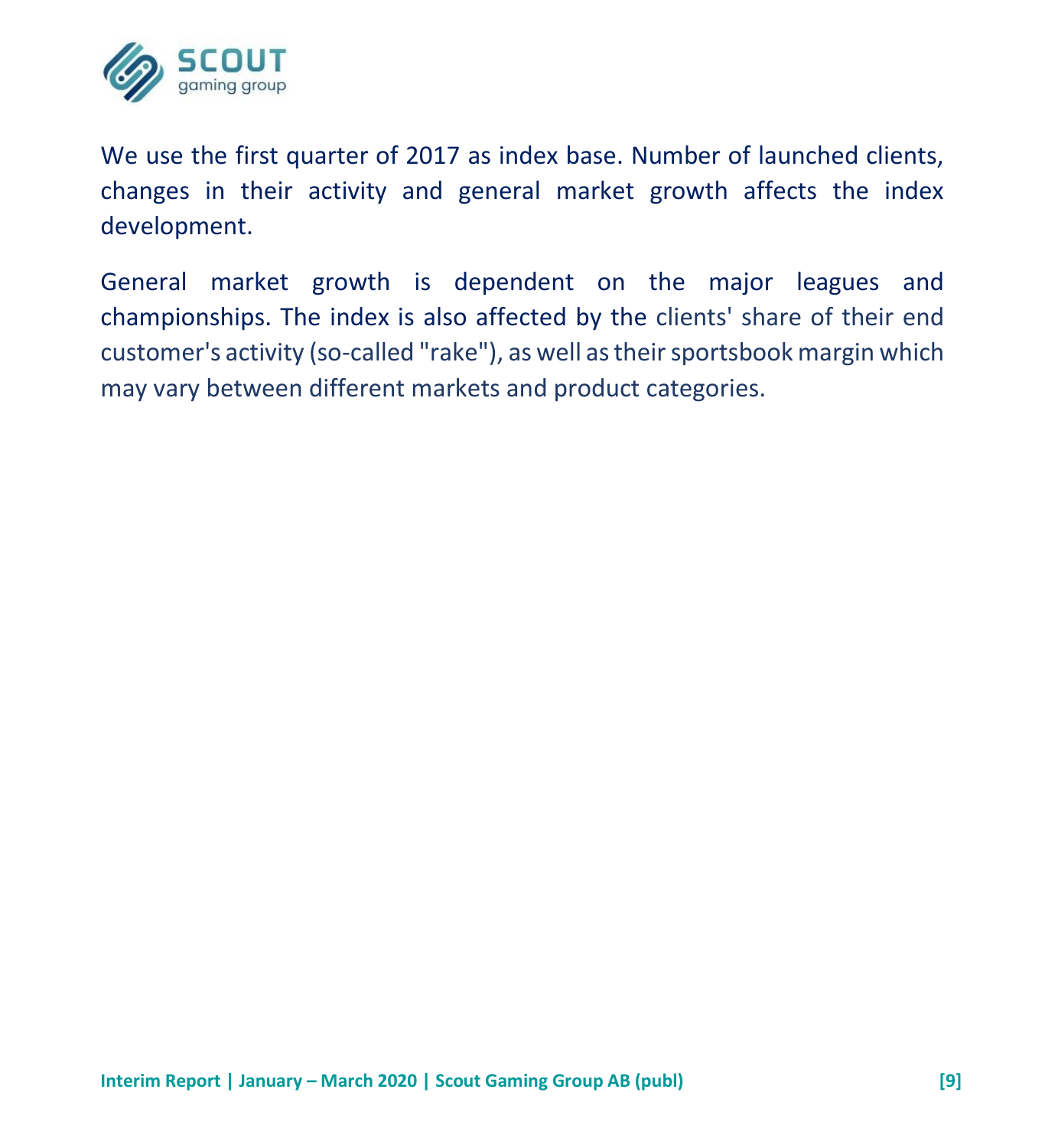We use the first quarter of 2017 as index base. Number of launched clients, changes in their activity and general market growth affects the index development.

General market growth is dependent on the major leagues and championships. The index is also affected by the clients' share of their end customer's activity (so-called "rake"), as well as their sportsbook margin which may vary between different markets and product categories.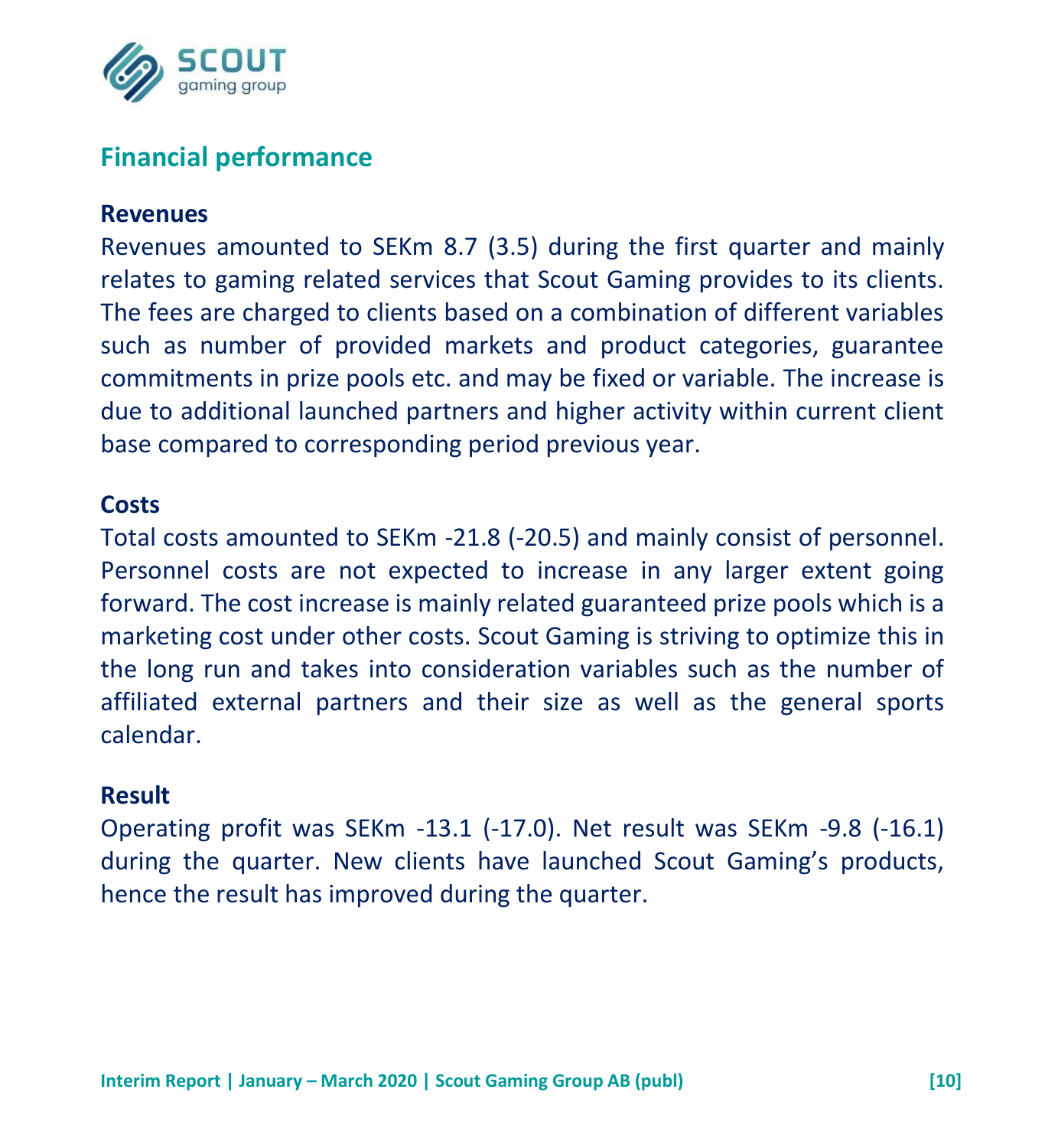## Financial performance

### Revenues

Revenues amounted to SEKm 8.7 (3.5) during the first quarter and mainly relates to gaming related services that Scout Gaming provides to its clients. The fees are charged to clients based on a combination of different variables such as number of provided markets and product categories, guarantee commitments in prize pools etc. and may be fixed or variable. The increase is due to additional launched partners and higher activity within current client base compared to corresponding period previous year.

### Costs

Total costs amounted to SEKm -21.8 (-20.5) and mainly consist of personnel. Personnel costs are not expected to increase in any larger extent going forward. The cost increase is mainly related guaranteed prize pools which is a marketing cost under other costs. Scout Gaming is striving to optimize this in the long run and takes into consideration variables such as the number of affiliated external partners and their size as well as the general sports calendar.

### Result

Operating profit was SEKm -13.1 (-17.0). Net result was SEKm -9.8 (-16.1) during the quarter. New clients have launched Scout Gaming's products, hence the result has improved during the quarter.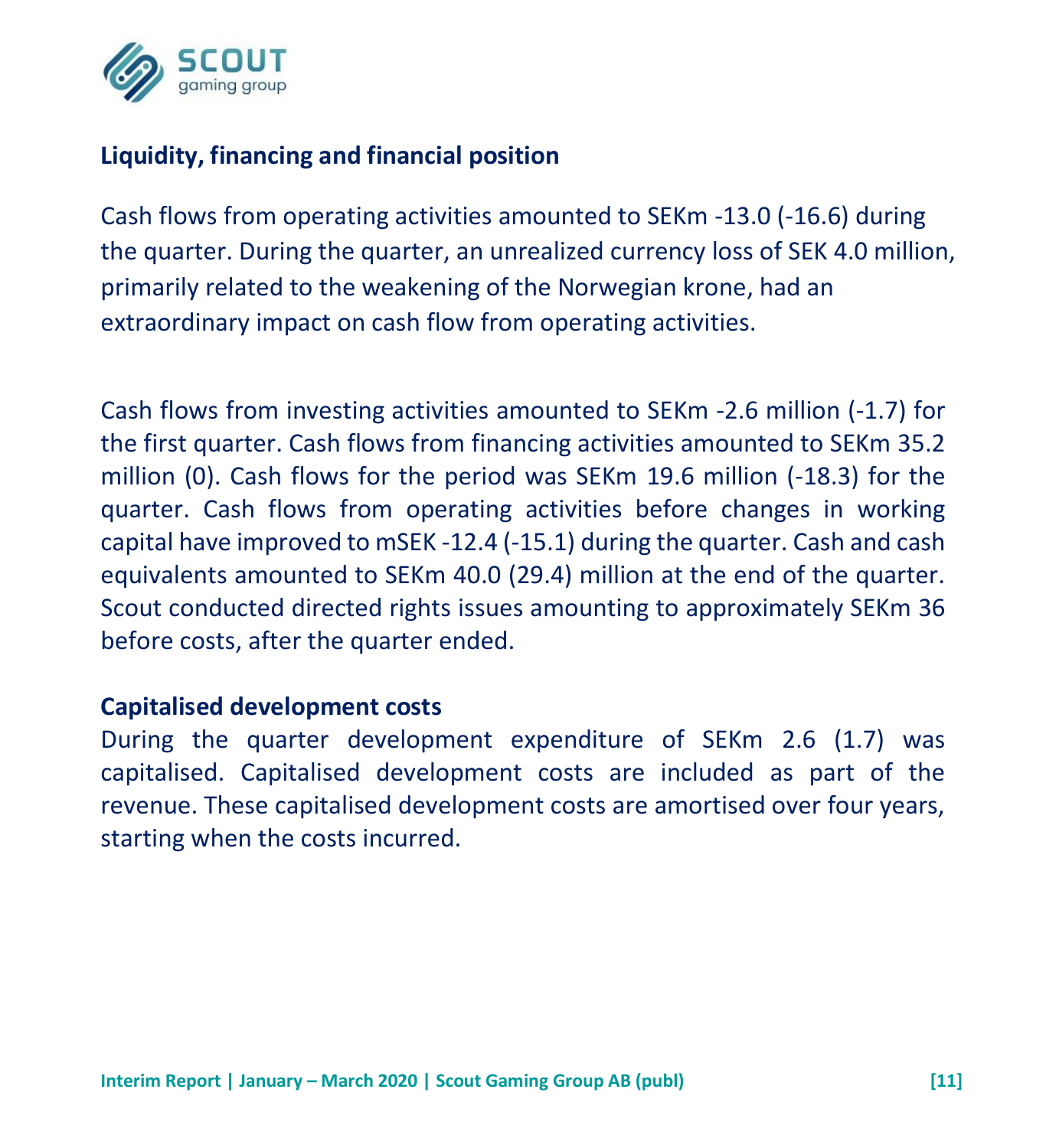## Liquidity, financing and financial position

Cash flows from operating activities amounted to SEKm -13.0 (-16.6) during the quarter. During the quarter, an unrealized currency loss of SEK 4.0 million, primarily related to the weakening of the Norwegian krone, had an extraordinary impact on cash flow from operating activities.

Cash flows from investing activities amounted to SEKm -2.6 million (-1.7) for the first quarter. Cash flows from financing activities amounted to SEKm 35.2 million (0). Cash flows for the period was SEKm 19.6 million (-18.3) for the quarter. Cash flows from operating activities before changes in working capital have improved to mSEK -12.4 (-15.1) during the quarter. Cash and cash equivalents amounted to SEKm 40.0 (29.4) million at the end of the quarter. Scout conducted directed rights issues amounting to approximately SEKm 36 before costs, after the quarter ended.

## Capitalised development costs

During the quarter development expenditure of SEKm 2.6 (1.7) was capitalised. Capitalised development costs are included as part of the revenue. These capitalised development costs are amortised over four years, starting when the costs incurred.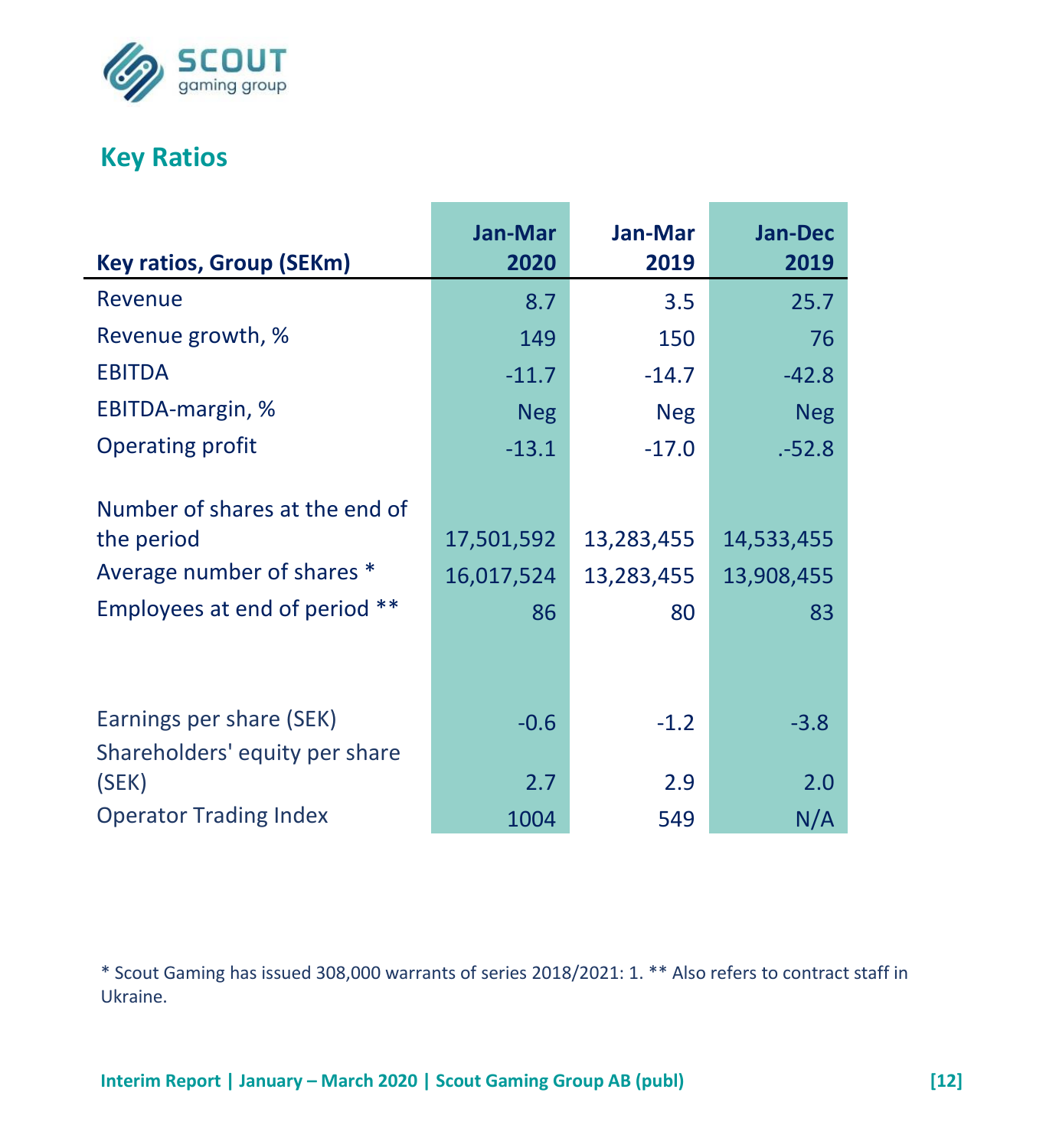## Key Ratios

| Key ratios, Group (SEKm) | Jan-Mar 2020 | Jan-Mar 2019 | Jan-Dec 2019 |
|---|---|---|---|
| Revenue | 8.7 | 3.5 | 25.7 |
| Revenue growth, % | 149 | 150 | 76 |
| EBITDA | -11.7 | -14.7 | -42.8 |
| EBITDA-margin, % | Neg | Neg | Neg |
| Operating profit | -13.1 | -17.0 | .-52.8 |
| | | | |
| Number of shares at the end of the period | 17,501,592 | 13,283,455 | 14,533,455 |
| Average number of shares * | 16,017,524 | 13,283,455 | 13,908,455 |
| Employees at end of period ** | 86 | 80 | 83 |
| | | | |
| Earnings per share (SEK) | -0.6 | -1.2 | -3.8 |
| Shareholders' equity per share (SEK) | 2.7 | 2.9 | 2.0 |
| Operator Trading Index | 1004 | 549 | N/A |

* Scout Gaming has issued 308,000 warrants of series 2018/2021: 1. ** Also refers to contract staff in Ukraine.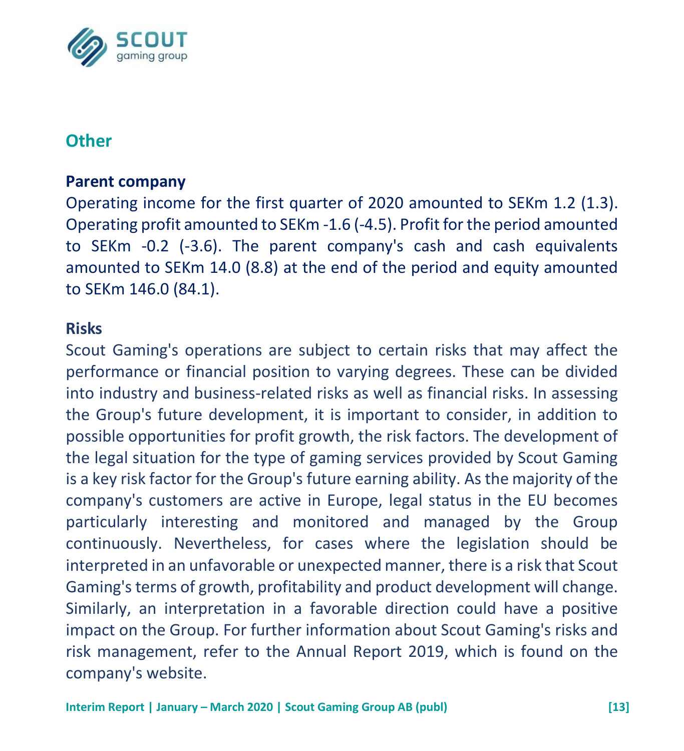## Other

### Parent company

Operating income for the first quarter of 2020 amounted to SEKm 1.2 (1.3). Operating profit amounted to SEKm -1.6 (-4.5). Profit for the period amounted to SEKm -0.2 (-3.6). The parent company's cash and cash equivalents amounted to SEKm 14.0 (8.8) at the end of the period and equity amounted to SEKm 146.0 (84.1).

### Risks

Scout Gaming's operations are subject to certain risks that may affect the performance or financial position to varying degrees. These can be divided into industry and business-related risks as well as financial risks. In assessing the Group's future development, it is important to consider, in addition to possible opportunities for profit growth, the risk factors. The development of the legal situation for the type of gaming services provided by Scout Gaming is a key risk factor for the Group's future earning ability. As the majority of the company's customers are active in Europe, legal status in the EU becomes particularly interesting and monitored and managed by the Group continuously. Nevertheless, for cases where the legislation should be interpreted in an unfavorable or unexpected manner, there is a risk that Scout Gaming's terms of growth, profitability and product development will change. Similarly, an interpretation in a favorable direction could have a positive impact on the Group. For further information about Scout Gaming's risks and risk management, refer to the Annual Report 2019, which is found on the company's website.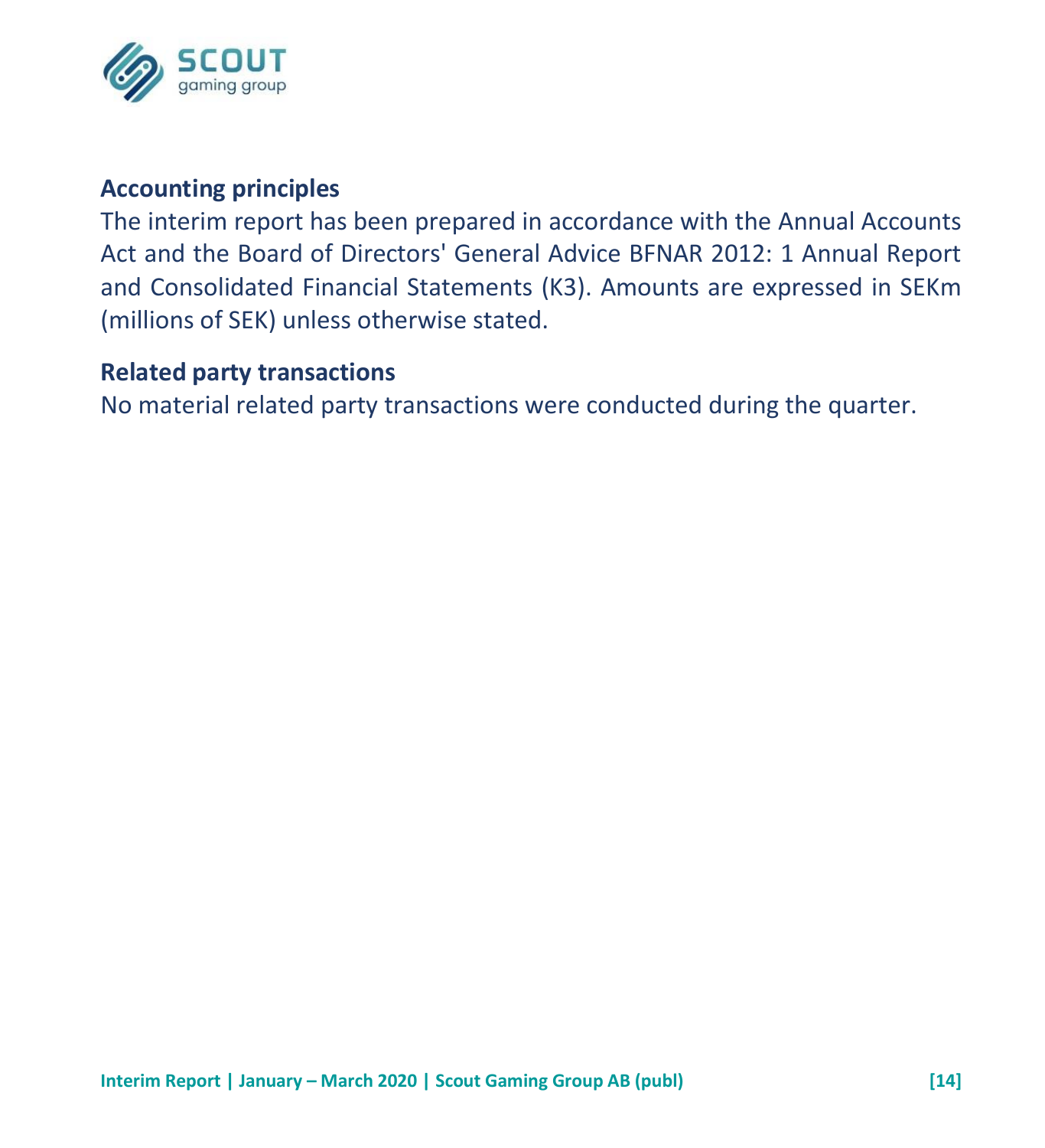### Accounting principles

The interim report has been prepared in accordance with the Annual Accounts Act and the Board of Directors' General Advice BFNAR 2012: 1 Annual Report and Consolidated Financial Statements (K3). Amounts are expressed in SEKm (millions of SEK) unless otherwise stated.

### Related party transactions

No material related party transactions were conducted during the quarter.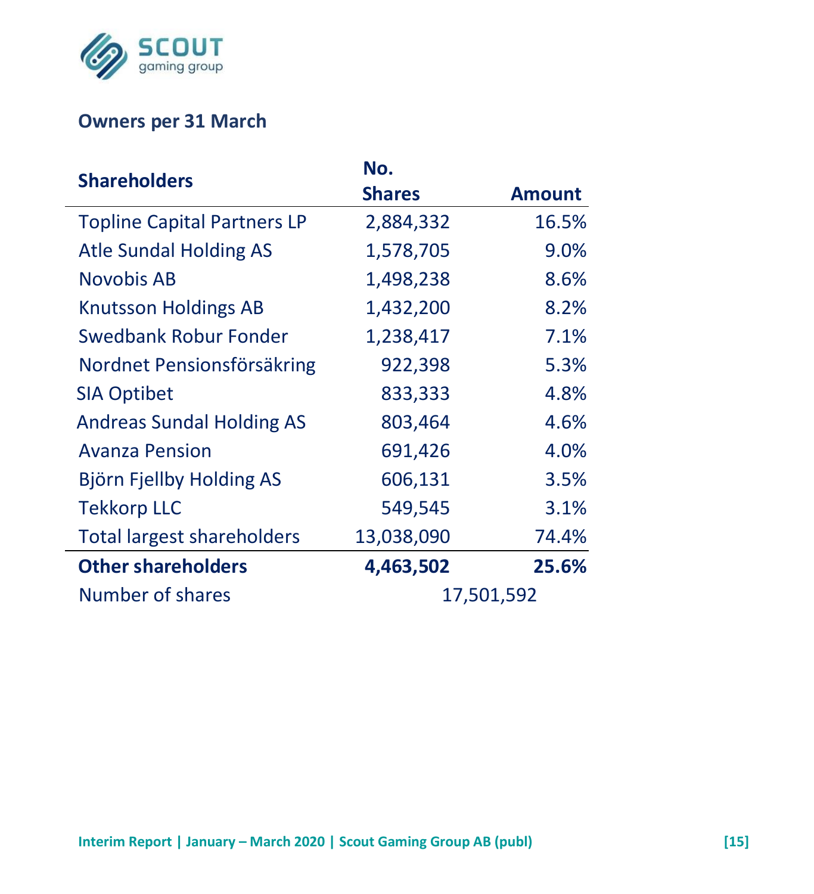## Owners per 31 March

| Shareholders | No. Shares | Amount |
|---|---|---|
| Topline Capital Partners LP | 2,884,332 | 16.5% |
| Atle Sundal Holding AS | 1,578,705 | 9.0% |
| Novobis AB | 1,498,238 | 8.6% |
| Knutsson Holdings AB | 1,432,200 | 8.2% |
| Swedbank Robur Fonder | 1,238,417 | 7.1% |
| Nordnet Pensionsförsäkring | 922,398 | 5.3% |
| SIA Optibet | 833,333 | 4.8% |
| Andreas Sundal Holding AS | 803,464 | 4.6% |
| Avanza Pension | 691,426 | 4.0% |
| Björn Fjellby Holding AS | 606,131 | 3.5% |
| Tekkorp LLC | 549,545 | 3.1% |
| Total largest shareholders | 13,038,090 | 74.4% |
| **Other shareholders** | **4,463,502** | **25.6%** |
| Number of shares | 17,501,592 | |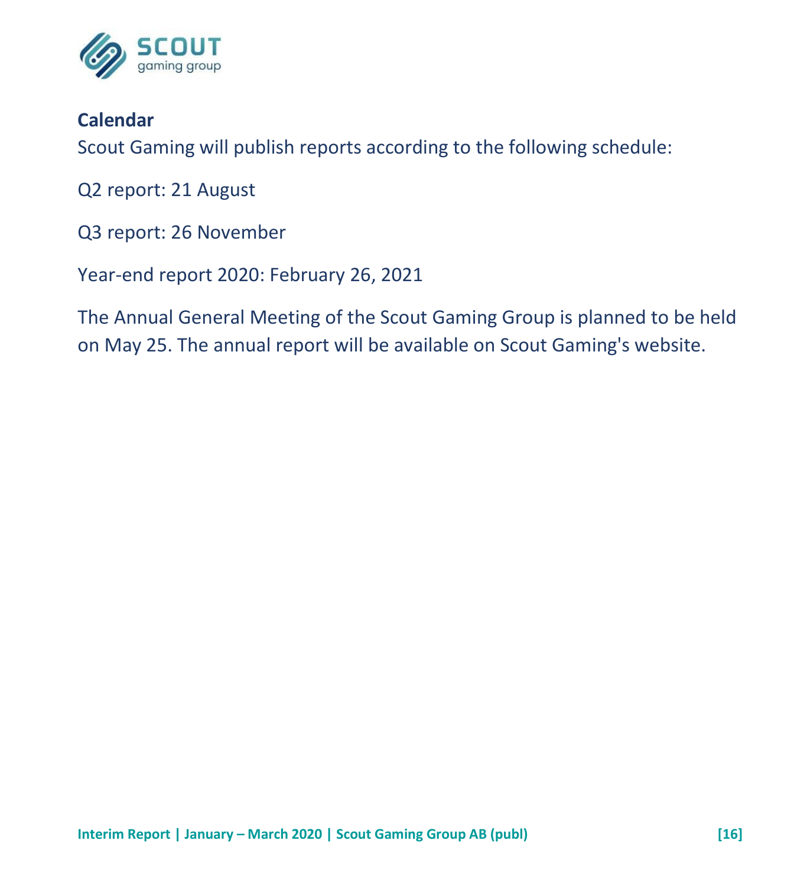## Calendar

Scout Gaming will publish reports according to the following schedule:

Q2 report: 21 August

Q3 report: 26 November

Year-end report 2020: February 26, 2021

The Annual General Meeting of the Scout Gaming Group is planned to be held on May 25. The annual report will be available on Scout Gaming's website.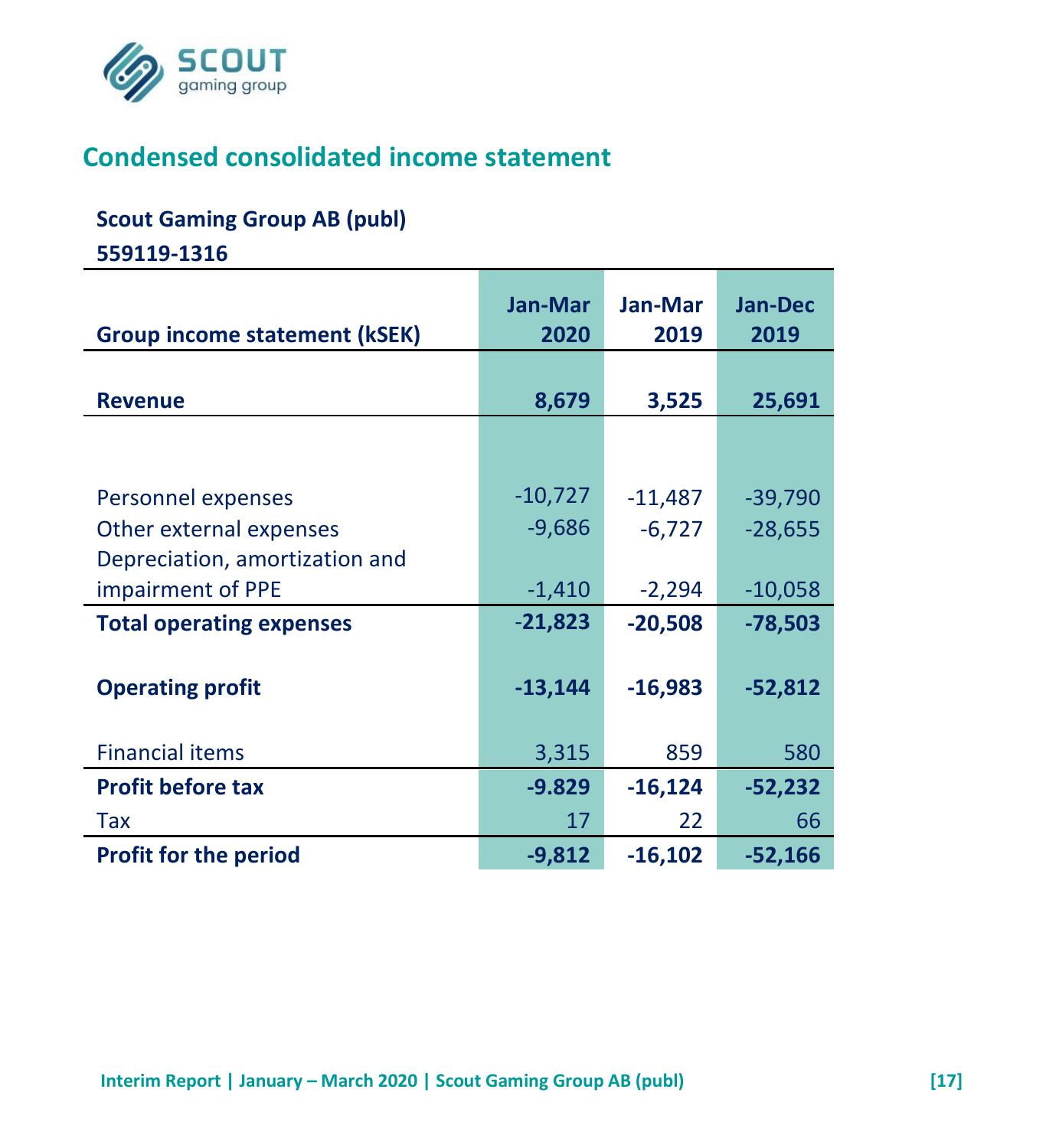## Condensed consolidated income statement

**Scout Gaming Group AB (publ)**

**559119-1316**

| Group income statement (kSEK) | Jan-Mar 2020 | Jan-Mar 2019 | Jan-Dec 2019 |
|---|---|---|---|
| **Revenue** | **8,679** | **3,525** | **25,691** |
| | | | |
| Personnel expenses | -10,727 | -11,487 | -39,790 |
| Other external expenses | -9,686 | -6,727 | -28,655 |
| Depreciation, amortization and impairment of PPE | -1,410 | -2,294 | -10,058 |
| **Total operating expenses** | **-21,823** | **-20,508** | **-78,503** |
| **Operating profit** | **-13,144** | **-16,983** | **-52,812** |
| Financial items | 3,315 | 859 | 580 |
| **Profit before tax** | **-9.829** | **-16,124** | **-52,232** |
| Tax | 17 | 22 | 66 |
| **Profit for the period** | **-9,812** | **-16,102** | **-52,166** |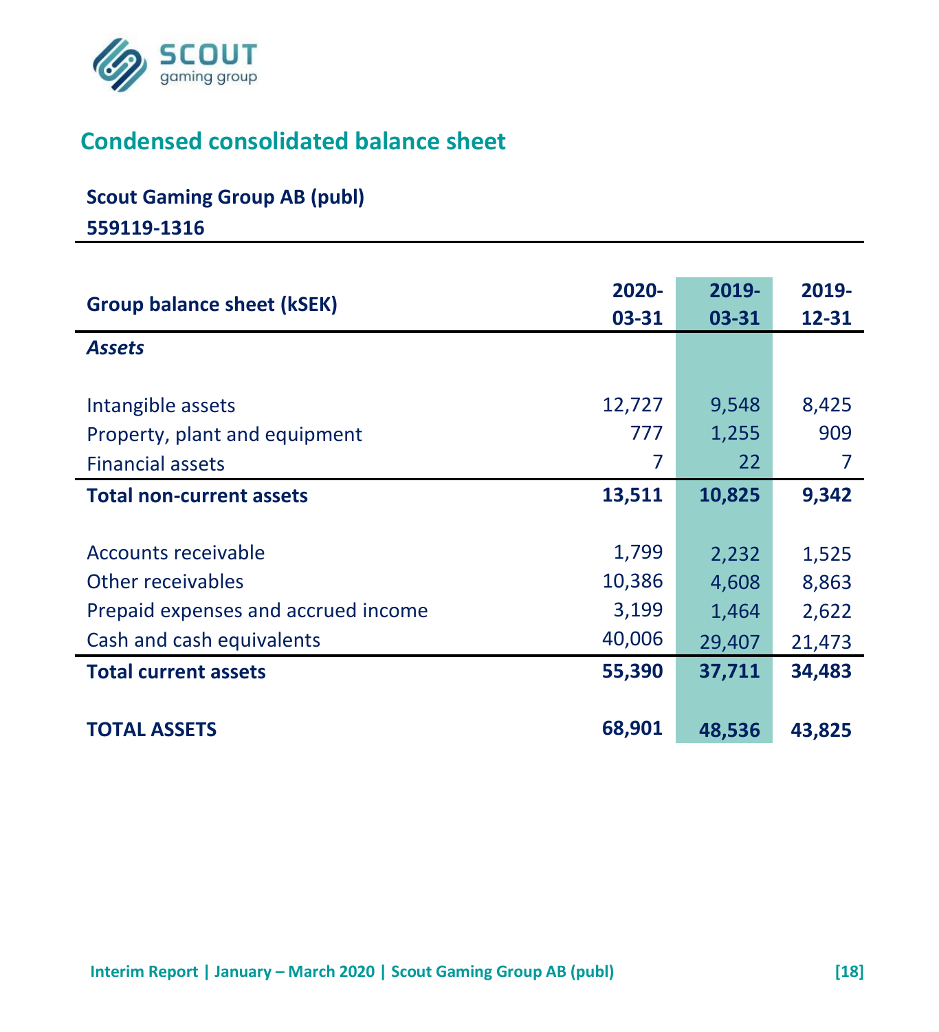## Condensed consolidated balance sheet

**Scout Gaming Group AB (publ)**
**559119-1316**

| Group balance sheet (kSEK) | 2020-03-31 | 2019-03-31 | 2019-12-31 |
|---|---|---|---|
| ***Assets*** | | | |
| Intangible assets | 12,727 | 9,548 | 8,425 |
| Property, plant and equipment | 777 | 1,255 | 909 |
| Financial assets | 7 | 22 | 7 |
| **Total non-current assets** | **13,511** | **10,825** | **9,342** |
| Accounts receivable | 1,799 | 2,232 | 1,525 |
| Other receivables | 10,386 | 4,608 | 8,863 |
| Prepaid expenses and accrued income | 3,199 | 1,464 | 2,622 |
| Cash and cash equivalents | 40,006 | 29,407 | 21,473 |
| **Total current assets** | **55,390** | **37,711** | **34,483** |
| **TOTAL ASSETS** | **68,901** | **48,536** | **43,825** |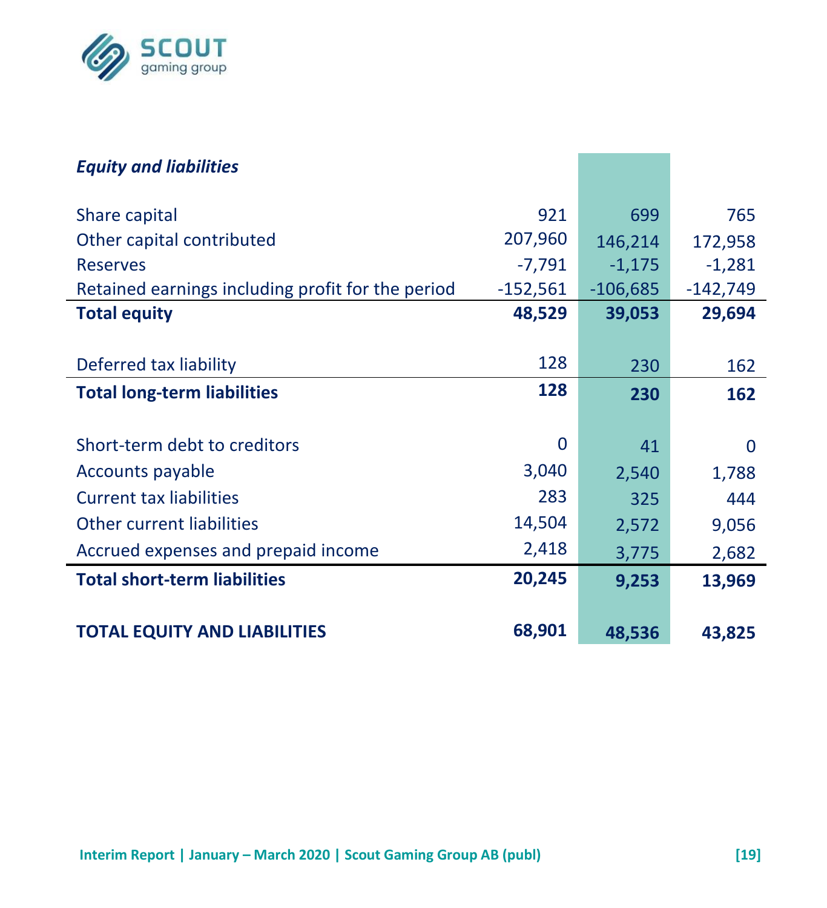| *Equity and liabilities* | | | |
|---|---|---|---|
| Share capital | 921 | 699 | 765 |
| Other capital contributed | 207,960 | 146,214 | 172,958 |
| Reserves | -7,791 | -1,175 | -1,281 |
| Retained earnings including profit for the period | -152,561 | -106,685 | -142,749 |
| **Total equity** | **48,529** | **39,053** | **29,694** |
| | | | |
| Deferred tax liability | 128 | 230 | 162 |
| **Total long-term liabilities** | **128** | **230** | **162** |
| | | | |
| Short-term debt to creditors | 0 | 41 | 0 |
| Accounts payable | 3,040 | 2,540 | 1,788 |
| Current tax liabilities | 283 | 325 | 444 |
| Other current liabilities | 14,504 | 2,572 | 9,056 |
| Accrued expenses and prepaid income | 2,418 | 3,775 | 2,682 |
| **Total short-term liabilities** | **20,245** | **9,253** | **13,969** |
| | | | |
| **TOTAL EQUITY AND LIABILITIES** | **68,901** | **48,536** | **43,825** |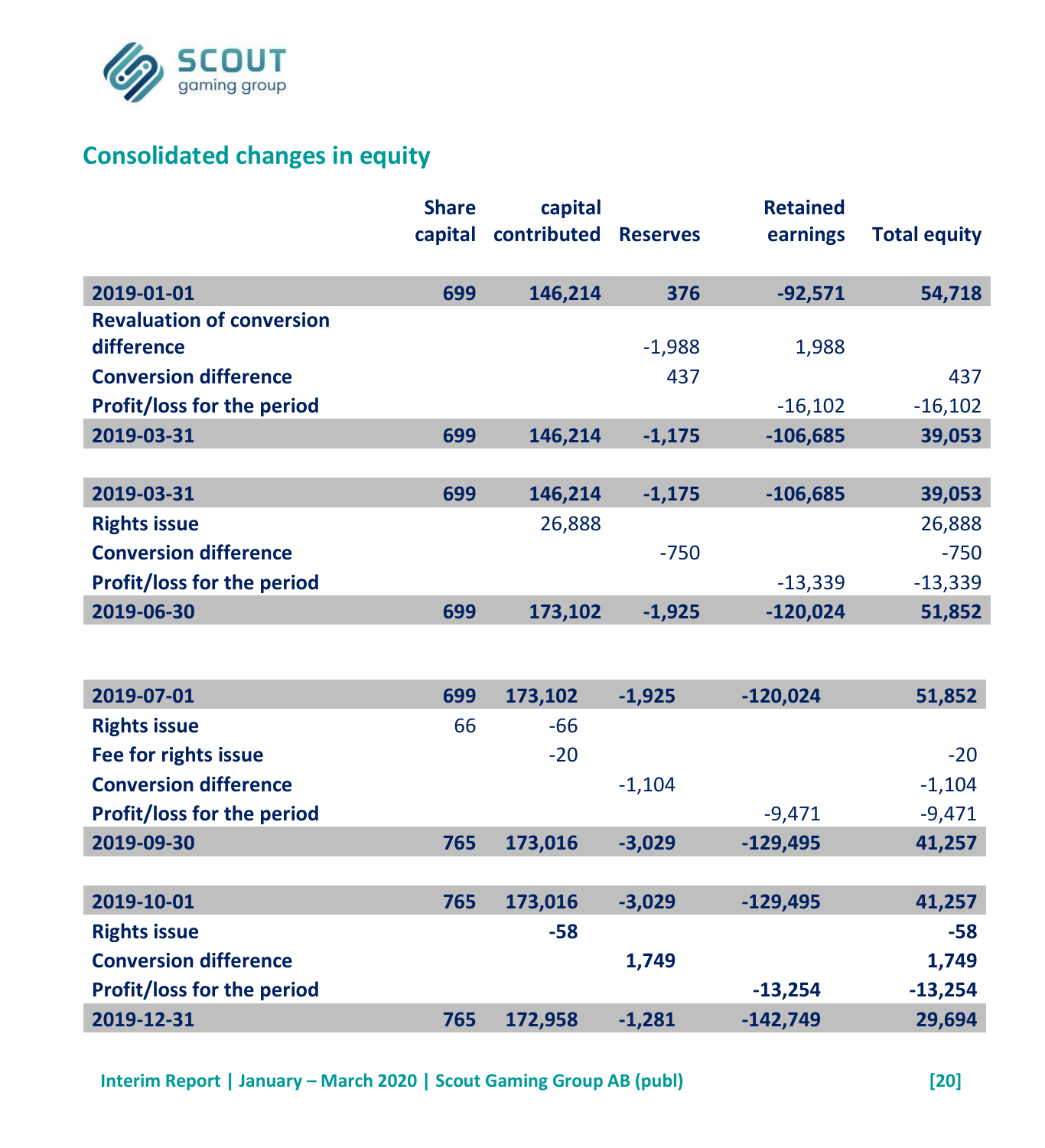## Consolidated changes in equity

| | Share capital | capital contributed | Reserves | Retained earnings | Total equity |
|---|---|---|---|---|---|
| **2019-01-01** | **699** | **146,214** | **376** | **-92,571** | **54,718** |
| **Revaluation of conversion difference** | | | -1,988 | 1,988 | |
| **Conversion difference** | | | 437 | | 437 |
| **Profit/loss for the period** | | | | -16,102 | -16,102 |
| **2019-03-31** | **699** | **146,214** | **-1,175** | **-106,685** | **39,053** |
| | | | | | |
| **2019-03-31** | **699** | **146,214** | **-1,175** | **-106,685** | **39,053** |
| **Rights issue** | | 26,888 | | | 26,888 |
| **Conversion difference** | | | -750 | | -750 |
| **Profit/loss for the period** | | | | -13,339 | -13,339 |
| **2019-06-30** | **699** | **173,102** | **-1,925** | **-120,024** | **51,852** |
| | | | | | |
| **2019-07-01** | **699** | **173,102** | **-1,925** | **-120,024** | **51,852** |
| **Rights issue** | 66 | -66 | | | |
| **Fee for rights issue** | | -20 | | | -20 |
| **Conversion difference** | | | -1,104 | | -1,104 |
| **Profit/loss for the period** | | | | -9,471 | -9,471 |
| **2019-09-30** | **765** | **173,016** | **-3,029** | **-129,495** | **41,257** |
| | | | | | |
| **2019-10-01** | **765** | **173,016** | **-3,029** | **-129,495** | **41,257** |
| **Rights issue** | | **-58** | | | **-58** |
| **Conversion difference** | | | **1,749** | | **1,749** |
| **Profit/loss for the period** | | | | **-13,254** | **-13,254** |
| **2019-12-31** | **765** | **172,958** | **-1,281** | **-142,749** | **29,694** |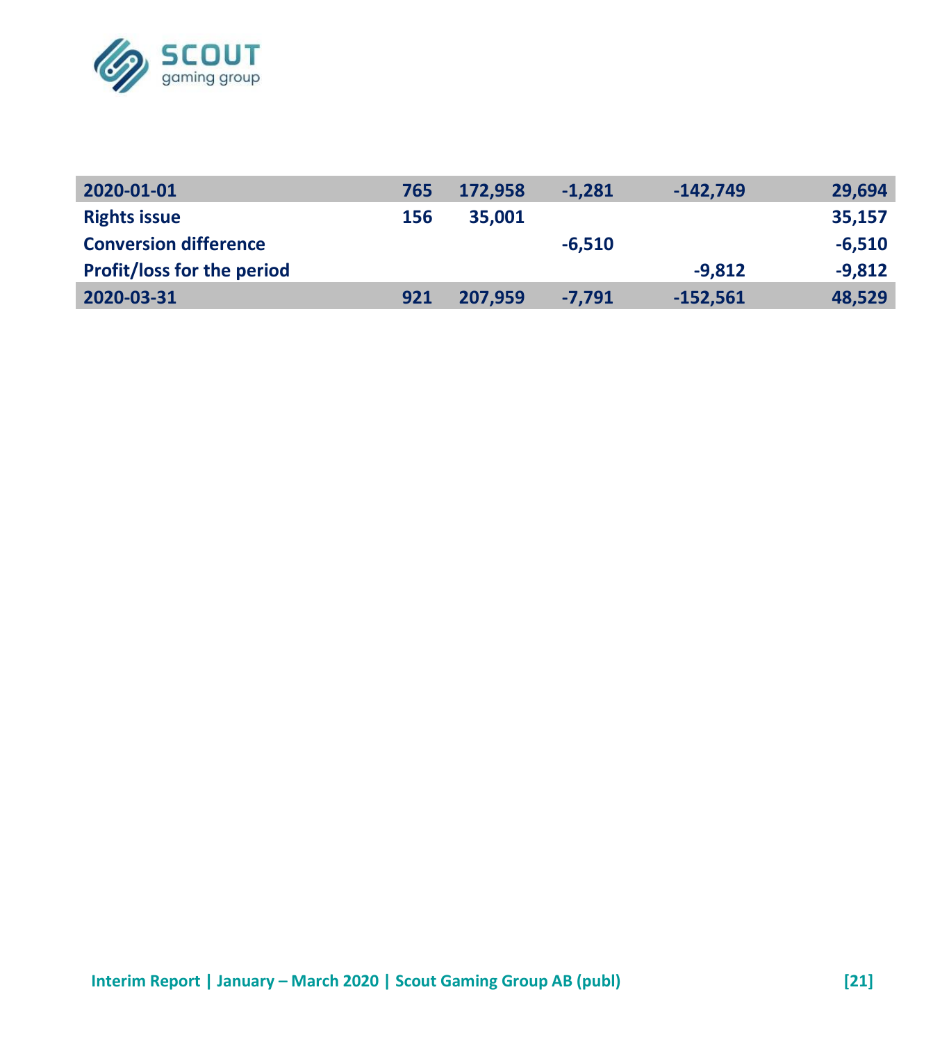| | | | | | |
|---|---|---|---|---|---|
| **2020-01-01** | **765** | **172,958** | **-1,281** | **-142,749** | **29,694** |
| **Rights issue** | **156** | **35,001** | | | **35,157** |
| **Conversion difference** | | | **-6,510** | | **-6,510** |
| **Profit/loss for the period** | | | | **-9,812** | **-9,812** |
| **2020-03-31** | **921** | **207,959** | **-7,791** | **-152,561** | **48,529** |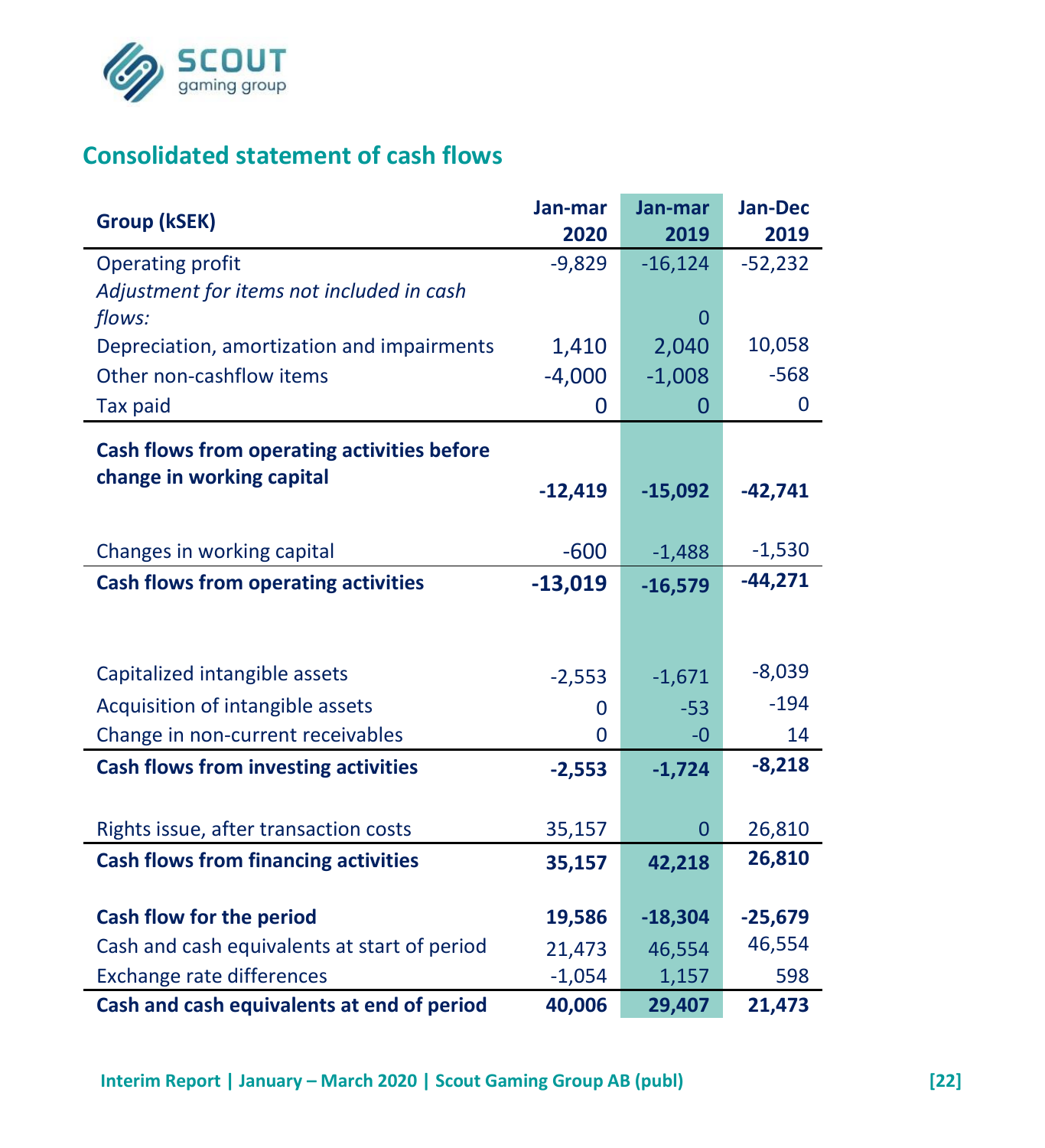## Consolidated statement of cash flows

| Group (kSEK) | Jan-mar 2020 | Jan-mar 2019 | Jan-Dec 2019 |
|---|---|---|---|
| Operating profit | -9,829 | -16,124 | -52,232 |
| *Adjustment for items not included in cash flows:* | | 0 | |
| Depreciation, amortization and impairments | 1,410 | 2,040 | 10,058 |
| Other non-cashflow items | -4,000 | -1,008 | -568 |
| Tax paid | 0 | 0 | 0 |
| **Cash flows from operating activities before change in working capital** | **-12,419** | **-15,092** | **-42,741** |
| Changes in working capital | -600 | -1,488 | -1,530 |
| **Cash flows from operating activities** | **-13,019** | **-16,579** | **-44,271** |
| Capitalized intangible assets | -2,553 | -1,671 | -8,039 |
| Acquisition of intangible assets | 0 | -53 | -194 |
| Change in non-current receivables | 0 | -0 | 14 |
| **Cash flows from investing activities** | **-2,553** | **-1,724** | **-8,218** |
| Rights issue, after transaction costs | 35,157 | 0 | 26,810 |
| **Cash flows from financing activities** | **35,157** | **42,218** | **26,810** |
| **Cash flow for the period** | **19,586** | **-18,304** | **-25,679** |
| Cash and cash equivalents at start of period | 21,473 | 46,554 | 46,554 |
| Exchange rate differences | -1,054 | 1,157 | 598 |
| **Cash and cash equivalents at end of period** | **40,006** | **29,407** | **21,473** |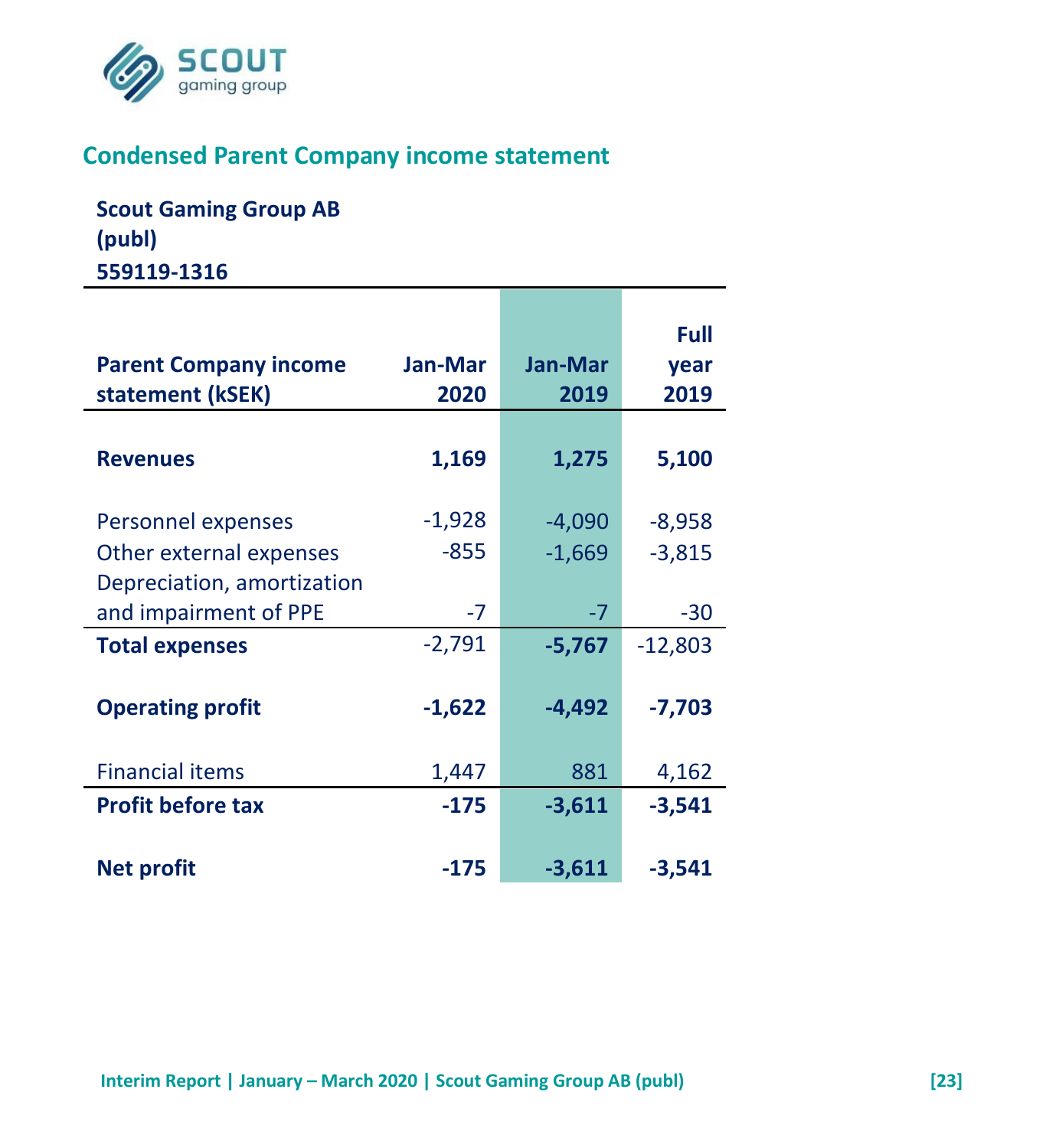## Condensed Parent Company income statement

**Scout Gaming Group AB (publ)**
**559119-1316**

| Parent Company income statement (kSEK) | Jan-Mar 2020 | Jan-Mar 2019 | Full year 2019 |
|---|---|---|---|
| **Revenues** | **1,169** | **1,275** | **5,100** |
| Personnel expenses | -1,928 | -4,090 | -8,958 |
| Other external expenses | -855 | -1,669 | -3,815 |
| Depreciation, amortization and impairment of PPE | -7 | -7 | -30 |
| **Total expenses** | -2,791 | **-5,767** | -12,803 |
| **Operating profit** | **-1,622** | **-4,492** | **-7,703** |
| Financial items | 1,447 | 881 | 4,162 |
| **Profit before tax** | **-175** | **-3,611** | **-3,541** |
| **Net profit** | **-175** | **-3,611** | **-3,541** |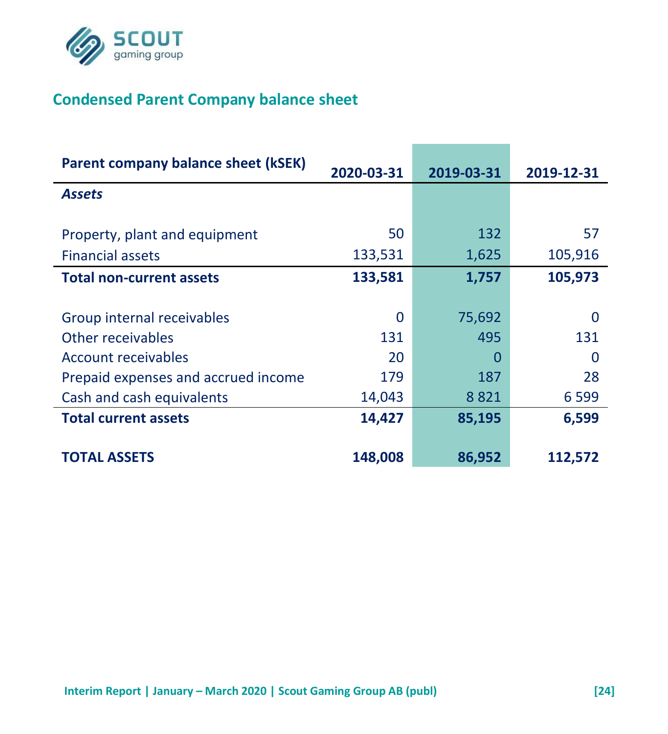## Condensed Parent Company balance sheet

| Parent company balance sheet (kSEK) | 2020-03-31 | 2019-03-31 | 2019-12-31 |
|---|---|---|---|
| *Assets* | | | |
| Property, plant and equipment | 50 | 132 | 57 |
| Financial assets | 133,531 | 1,625 | 105,916 |
| **Total non-current assets** | **133,581** | **1,757** | **105,973** |
| Group internal receivables | 0 | 75,692 | 0 |
| Other receivables | 131 | 495 | 131 |
| Account receivables | 20 | 0 | 0 |
| Prepaid expenses and accrued income | 179 | 187 | 28 |
| Cash and cash equivalents | 14,043 | 8 821 | 6 599 |
| **Total current assets** | **14,427** | **85,195** | **6,599** |
| **TOTAL ASSETS** | **148,008** | **86,952** | **112,572** |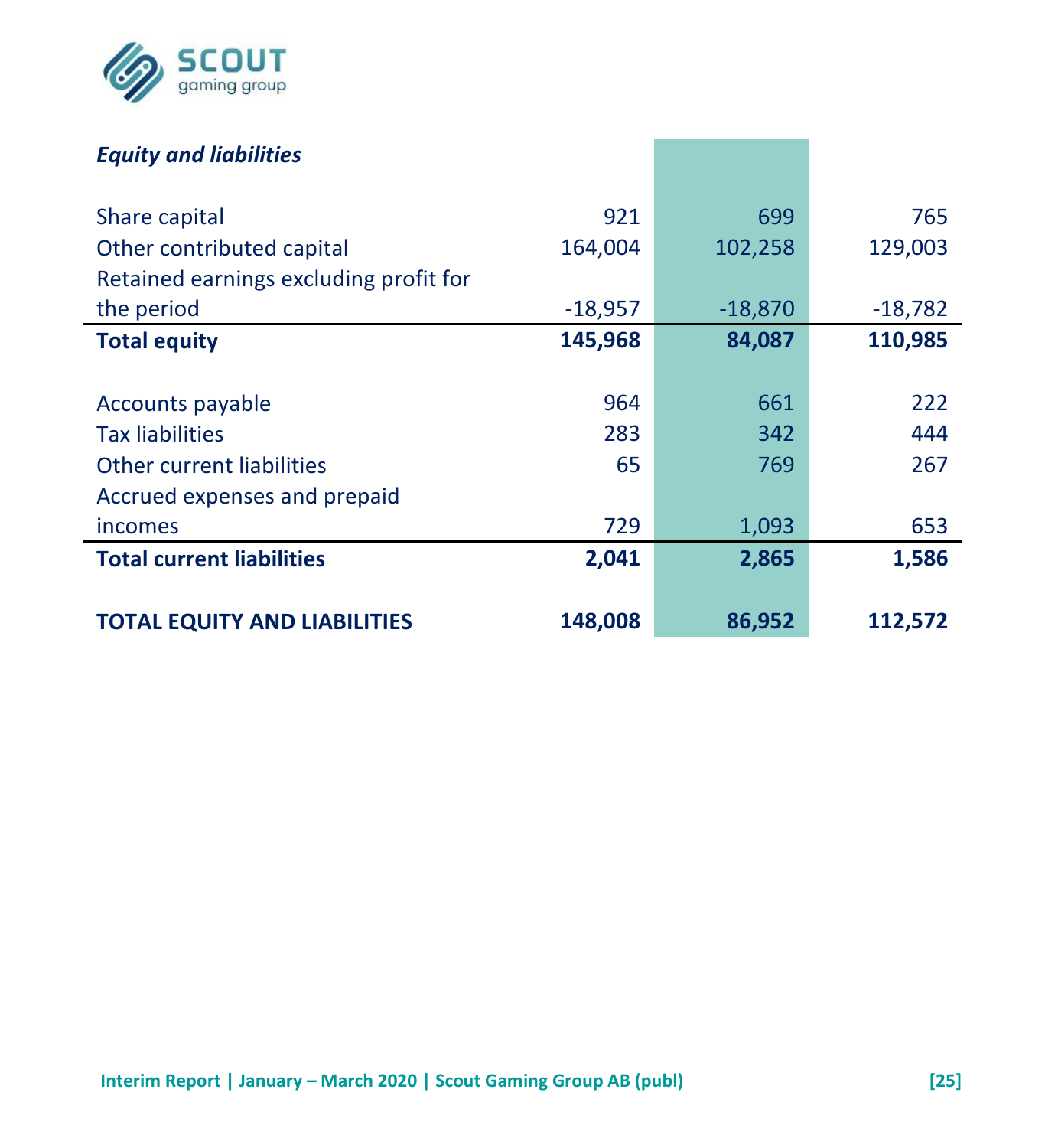| *Equity and liabilities* | | | |
|---|---|---|---|
| Share capital | 921 | 699 | 765 |
| Other contributed capital | 164,004 | 102,258 | 129,003 |
| Retained earnings excluding profit for the period | -18,957 | -18,870 | -18,782 |
| **Total equity** | **145,968** | **84,087** | **110,985** |
| | | | |
| Accounts payable | 964 | 661 | 222 |
| Tax liabilities | 283 | 342 | 444 |
| Other current liabilities | 65 | 769 | 267 |
| Accrued expenses and prepaid incomes | 729 | 1,093 | 653 |
| **Total current liabilities** | **2,041** | **2,865** | **1,586** |
| | | | |
| **TOTAL EQUITY AND LIABILITIES** | **148,008** | **86,952** | **112,572** |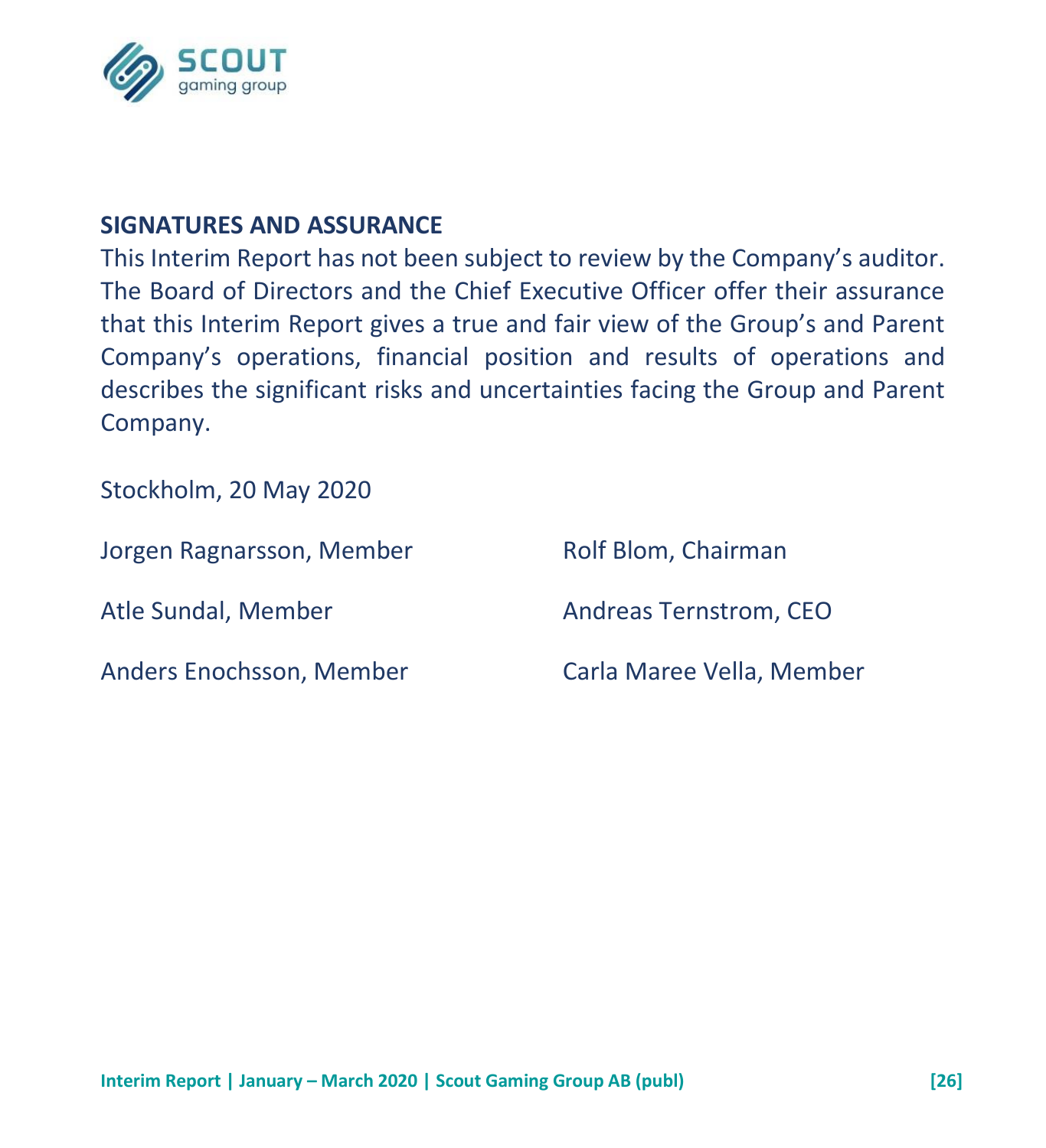## SIGNATURES AND ASSURANCE

This Interim Report has not been subject to review by the Company's auditor. The Board of Directors and the Chief Executive Officer offer their assurance that this Interim Report gives a true and fair view of the Group's and Parent Company's operations, financial position and results of operations and describes the significant risks and uncertainties facing the Group and Parent Company.

Stockholm, 20 May 2020

Jorgen Ragnarsson, Member

Rolf Blom, Chairman

Atle Sundal, Member

Andreas Ternstrom, CEO

Anders Enochsson, Member

Carla Maree Vella, Member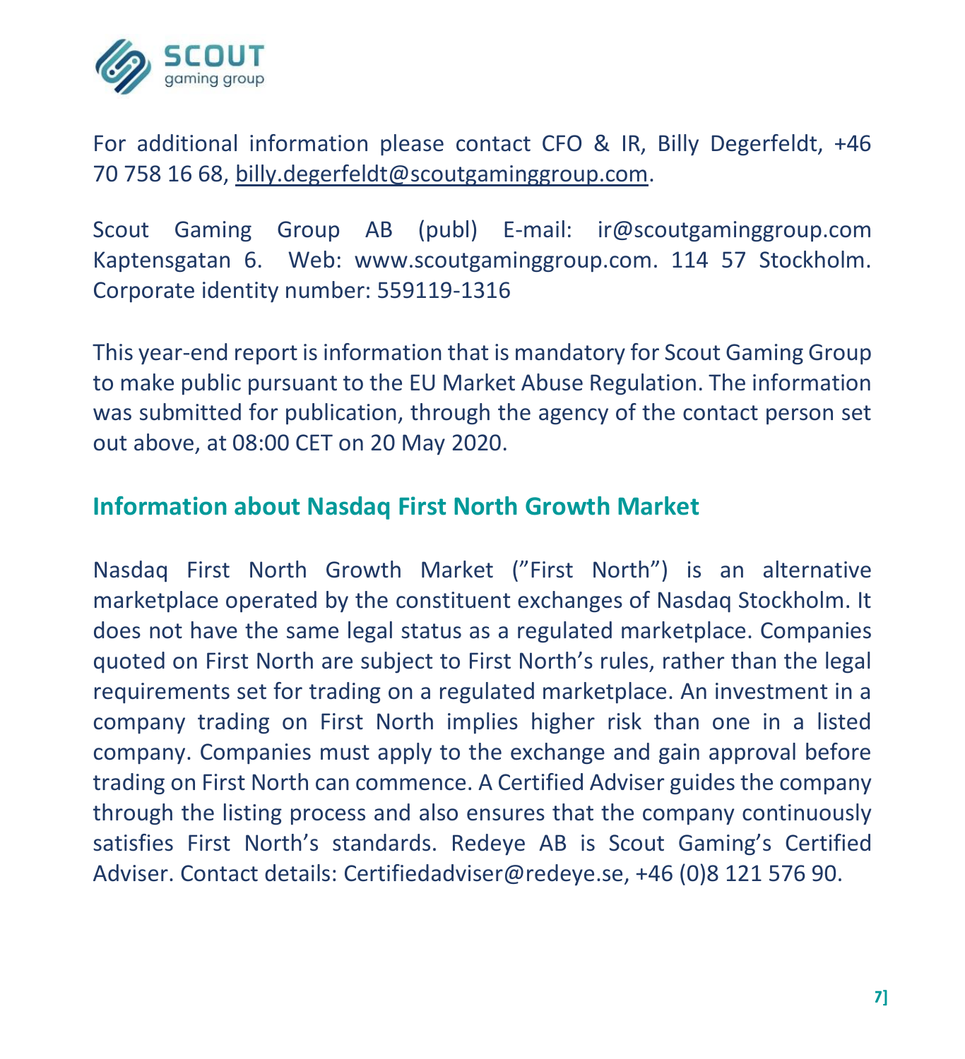For additional information please contact CFO & IR, Billy Degerfeldt, +46 70 758 16 68, billy.degerfeldt@scoutgaminggroup.com.

Scout Gaming Group AB (publ) E-mail: ir@scoutgaminggroup.com Kaptensgatan 6. Web: www.scoutgaminggroup.com. 114 57 Stockholm. Corporate identity number: 559119-1316

This year-end report is information that is mandatory for Scout Gaming Group to make public pursuant to the EU Market Abuse Regulation. The information was submitted for publication, through the agency of the contact person set out above, at 08:00 CET on 20 May 2020.

## Information about Nasdaq First North Growth Market

Nasdaq First North Growth Market (”First North”) is an alternative marketplace operated by the constituent exchanges of Nasdaq Stockholm. It does not have the same legal status as a regulated marketplace. Companies quoted on First North are subject to First North’s rules, rather than the legal requirements set for trading on a regulated marketplace. An investment in a company trading on First North implies higher risk than one in a listed company. Companies must apply to the exchange and gain approval before trading on First North can commence. A Certified Adviser guides the company through the listing process and also ensures that the company continuously satisfies First North’s standards. Redeye AB is Scout Gaming’s Certified Adviser. Contact details: Certifiedadviser@redeye.se, +46 (0)8 121 576 90.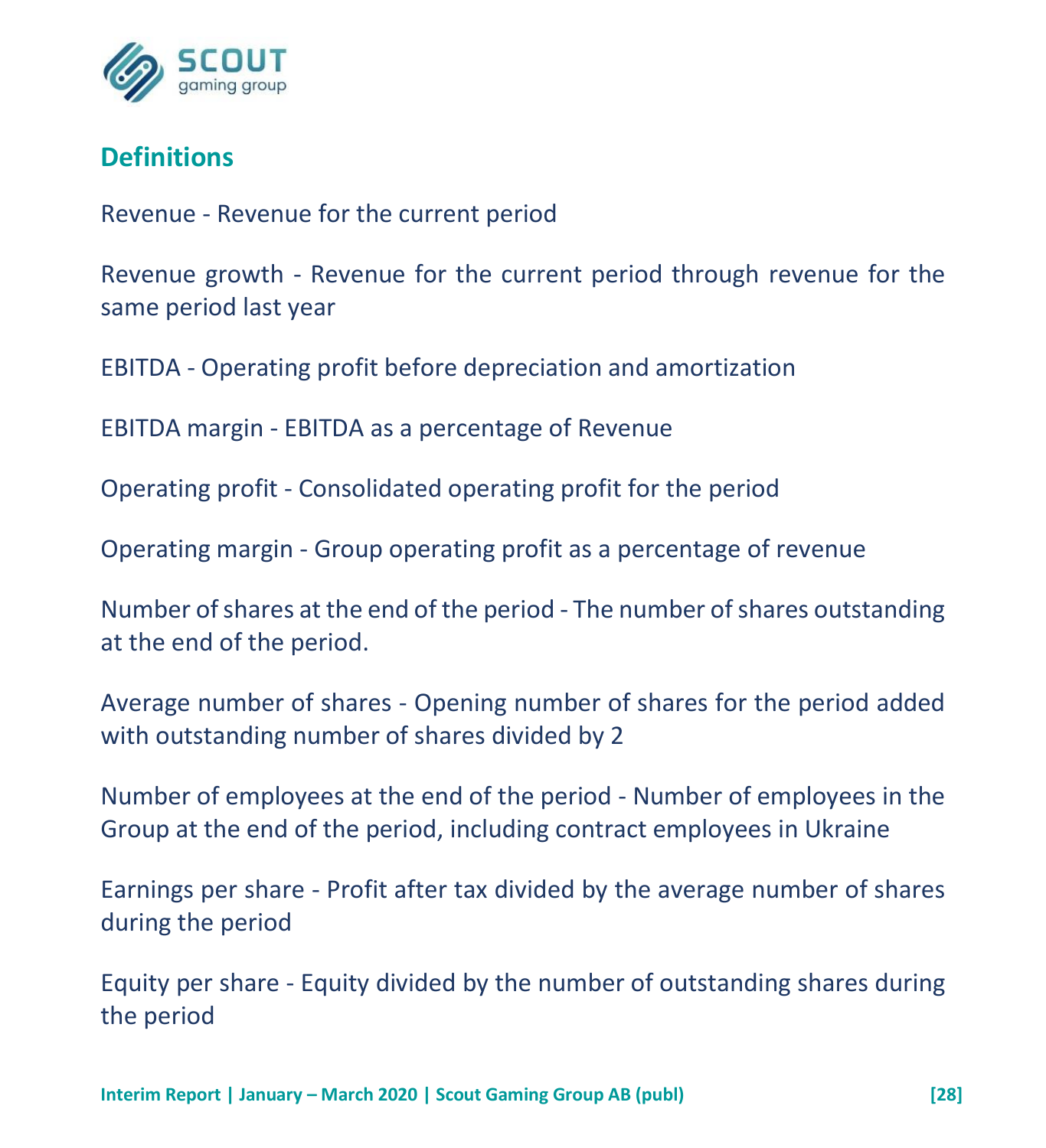## Definitions

Revenue - Revenue for the current period

Revenue growth - Revenue for the current period through revenue for the same period last year

EBITDA - Operating profit before depreciation and amortization

EBITDA margin - EBITDA as a percentage of Revenue

Operating profit - Consolidated operating profit for the period

Operating margin - Group operating profit as a percentage of revenue

Number of shares at the end of the period - The number of shares outstanding at the end of the period.

Average number of shares - Opening number of shares for the period added with outstanding number of shares divided by 2

Number of employees at the end of the period - Number of employees in the Group at the end of the period, including contract employees in Ukraine

Earnings per share - Profit after tax divided by the average number of shares during the period

Equity per share - Equity divided by the number of outstanding shares during the period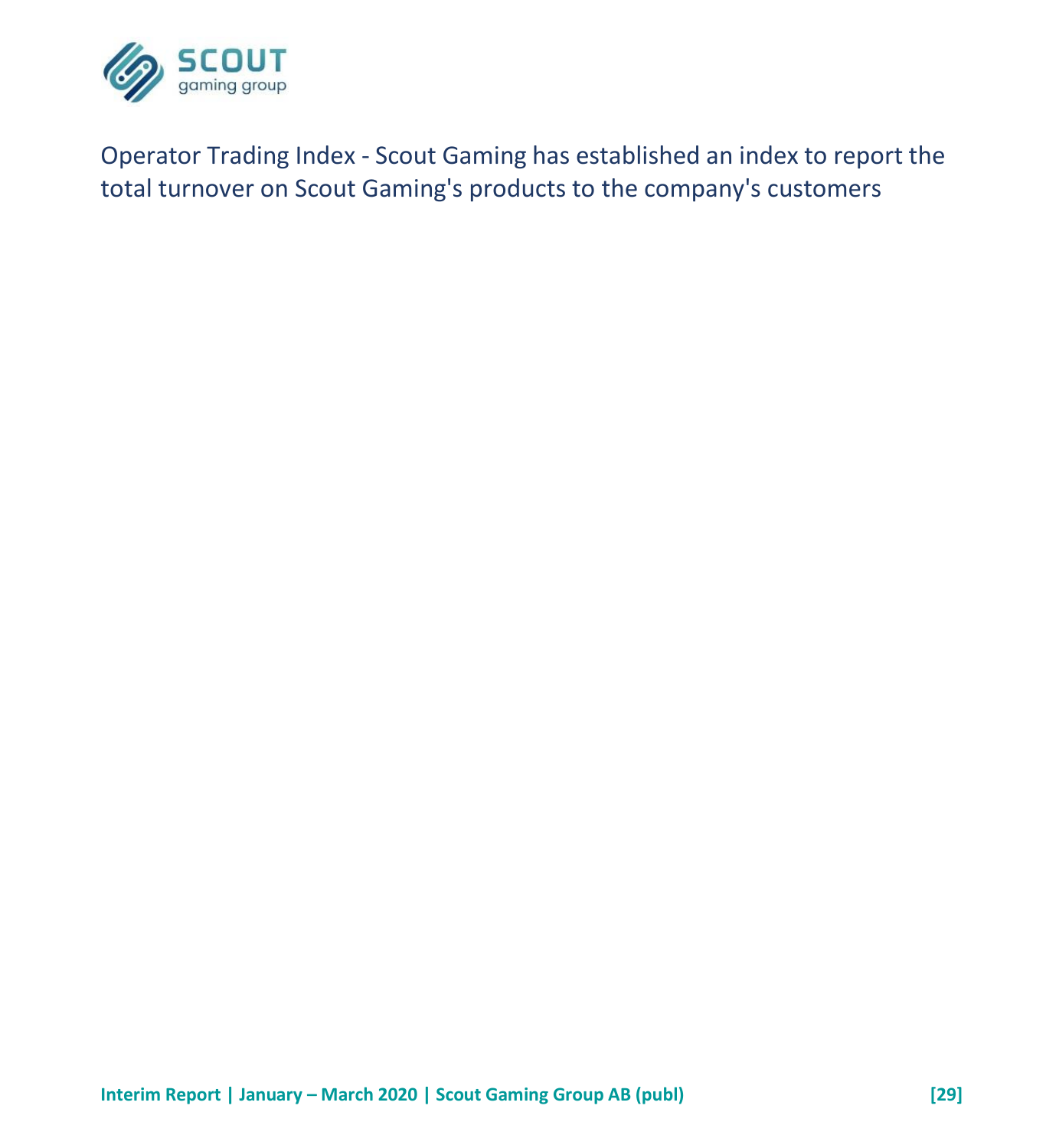Operator Trading Index - Scout Gaming has established an index to report the total turnover on Scout Gaming's products to the company's customers